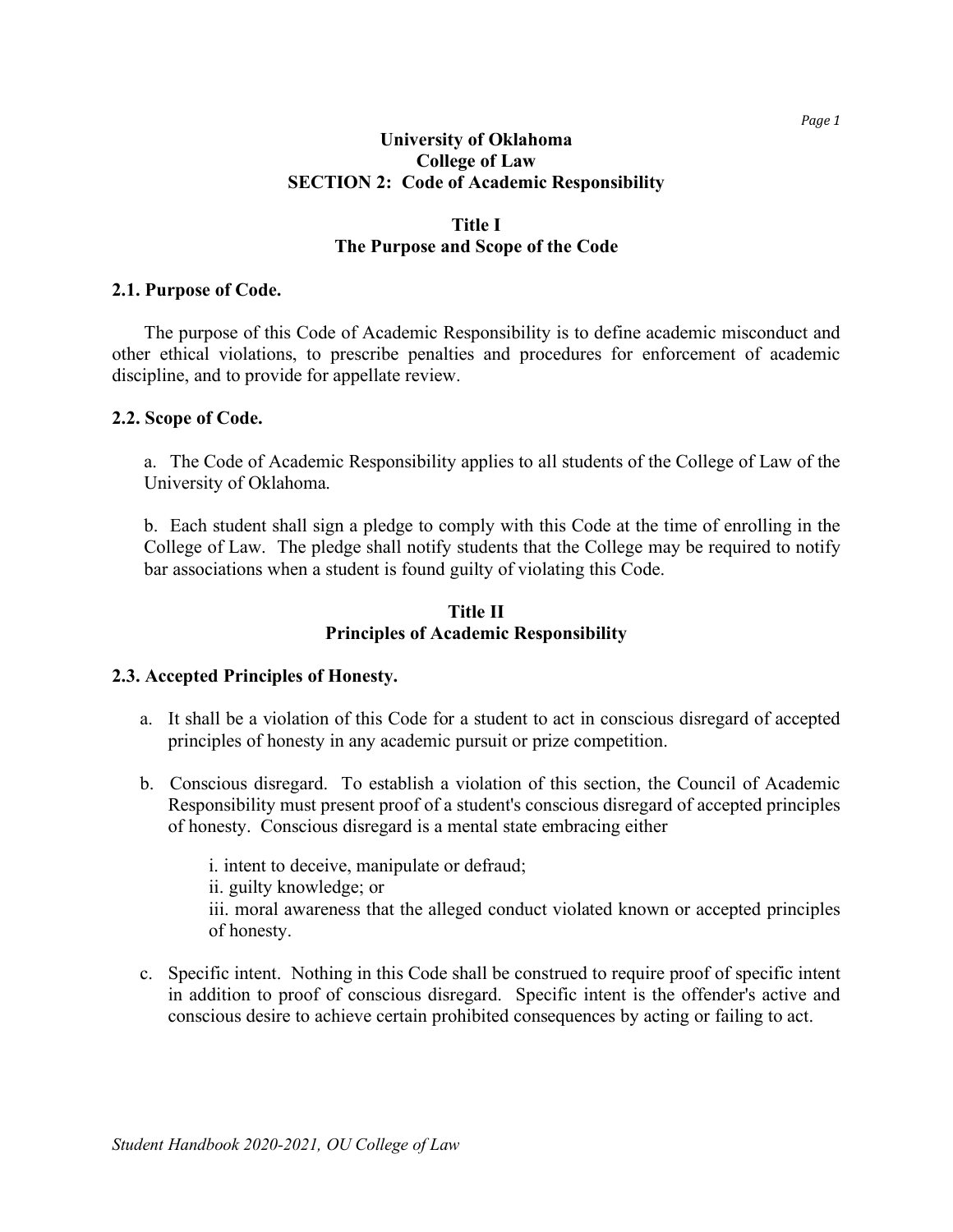# University of Oklahoma
# College of Law
# SECTION 2: Code of Academic Responsibility

## Title I
## The Purpose and Scope of the Code

### 2.1. Purpose of Code.

The purpose of this Code of Academic Responsibility is to define academic misconduct and other ethical violations, to prescribe penalties and procedures for enforcement of academic discipline, and to provide for appellate review.

### 2.2. Scope of Code.

a. The Code of Academic Responsibility applies to all students of the College of Law of the University of Oklahoma.

b. Each student shall sign a pledge to comply with this Code at the time of enrolling in the College of Law. The pledge shall notify students that the College may be required to notify bar associations when a student is found guilty of violating this Code.

## Title II
## Principles of Academic Responsibility

### 2.3. Accepted Principles of Honesty.

a. It shall be a violation of this Code for a student to act in conscious disregard of accepted principles of honesty in any academic pursuit or prize competition.

b. Conscious disregard. To establish a violation of this section, the Council of Academic Responsibility must present proof of a student's conscious disregard of accepted principles of honesty. Conscious disregard is a mental state embracing either

   i. intent to deceive, manipulate or defraud;
   ii. guilty knowledge; or
   iii. moral awareness that the alleged conduct violated known or accepted principles of honesty.

c. Specific intent. Nothing in this Code shall be construed to require proof of specific intent in addition to proof of conscious disregard. Specific intent is the offender's active and conscious desire to achieve certain prohibited consequences by acting or failing to act.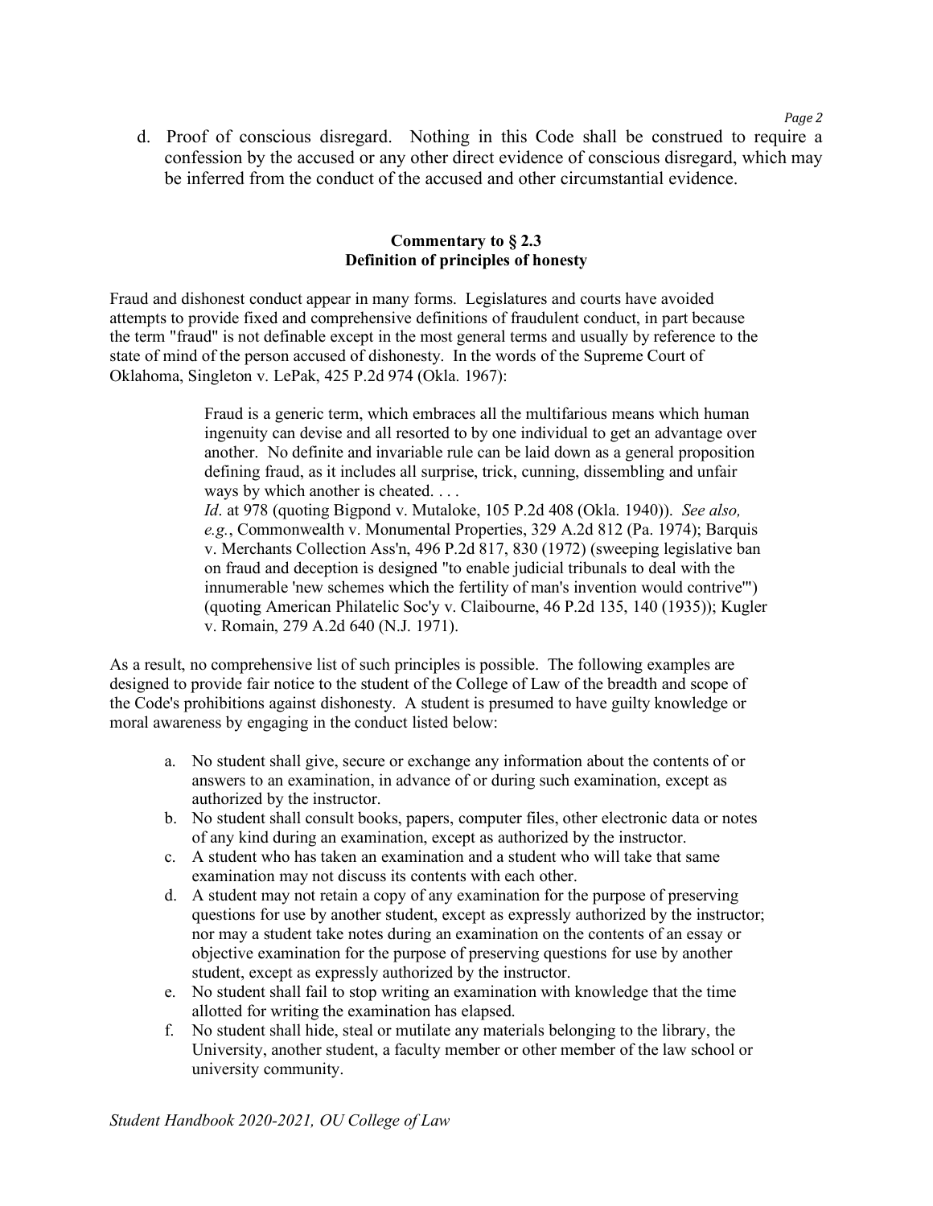d. Proof of conscious disregard. Nothing in this Code shall be construed to require a confession by the accused or any other direct evidence of conscious disregard, which may be inferred from the conduct of the accused and other circumstantial evidence.

### Commentary to § 2.3
### Definition of principles of honesty

Fraud and dishonest conduct appear in many forms. Legislatures and courts have avoided attempts to provide fixed and comprehensive definitions of fraudulent conduct, in part because the term "fraud" is not definable except in the most general terms and usually by reference to the state of mind of the person accused of dishonesty. In the words of the Supreme Court of Oklahoma, Singleton v. LePak, 425 P.2d 974 (Okla. 1967):

> Fraud is a generic term, which embraces all the multifarious means which human ingenuity can devise and all resorted to by one individual to get an advantage over another. No definite and invariable rule can be laid down as a general proposition defining fraud, as it includes all surprise, trick, cunning, dissembling and unfair ways by which another is cheated. . . .
>
> *Id*. at 978 (quoting Bigpond v. Mutaloke, 105 P.2d 408 (Okla. 1940)). *See also, e.g.*, Commonwealth v. Monumental Properties, 329 A.2d 812 (Pa. 1974); Barquis v. Merchants Collection Ass'n, 496 P.2d 817, 830 (1972) (sweeping legislative ban on fraud and deception is designed "to enable judicial tribunals to deal with the innumerable 'new schemes which the fertility of man's invention would contrive'") (quoting American Philatelic Soc'y v. Claibourne, 46 P.2d 135, 140 (1935)); Kugler v. Romain, 279 A.2d 640 (N.J. 1971).

As a result, no comprehensive list of such principles is possible. The following examples are designed to provide fair notice to the student of the College of Law of the breadth and scope of the Code's prohibitions against dishonesty. A student is presumed to have guilty knowledge or moral awareness by engaging in the conduct listed below:

a. No student shall give, secure or exchange any information about the contents of or answers to an examination, in advance of or during such examination, except as authorized by the instructor.
b. No student shall consult books, papers, computer files, other electronic data or notes of any kind during an examination, except as authorized by the instructor.
c. A student who has taken an examination and a student who will take that same examination may not discuss its contents with each other.
d. A student may not retain a copy of any examination for the purpose of preserving questions for use by another student, except as expressly authorized by the instructor; nor may a student take notes during an examination on the contents of an essay or objective examination for the purpose of preserving questions for use by another student, except as expressly authorized by the instructor.
e. No student shall fail to stop writing an examination with knowledge that the time allotted for writing the examination has elapsed.
f. No student shall hide, steal or mutilate any materials belonging to the library, the University, another student, a faculty member or other member of the law school or university community.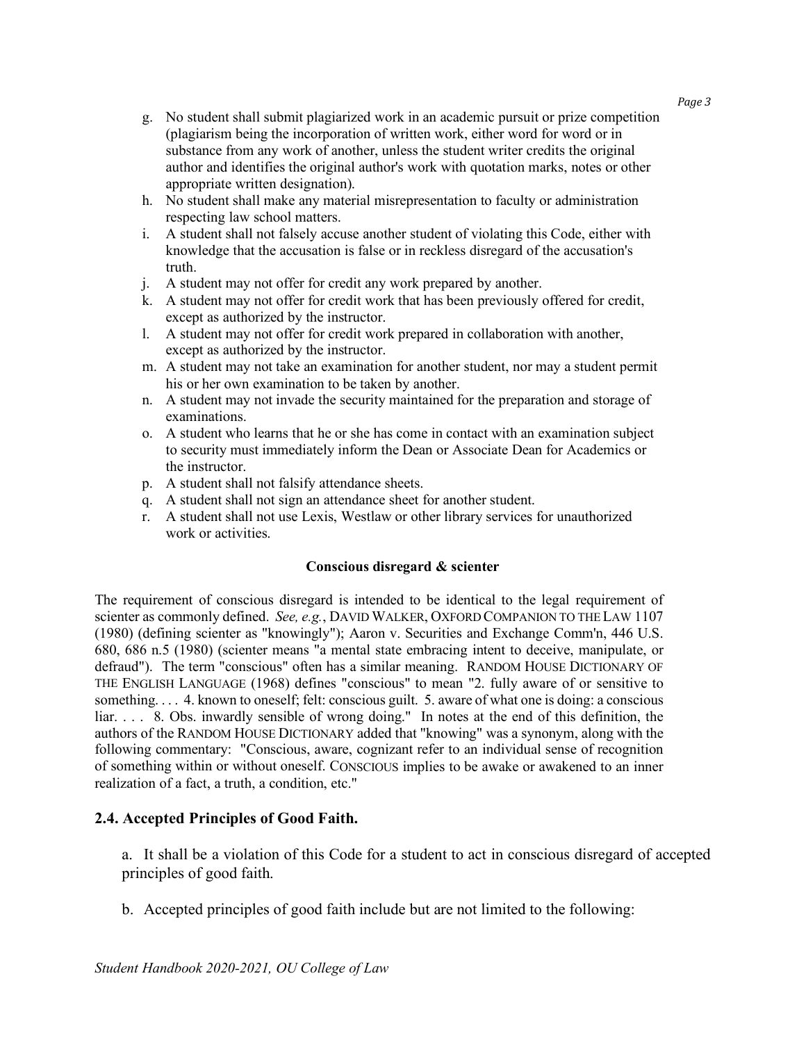g. No student shall submit plagiarized work in an academic pursuit or prize competition (plagiarism being the incorporation of written work, either word for word or in substance from any work of another, unless the student writer credits the original author and identifies the original author's work with quotation marks, notes or other appropriate written designation).

h. No student shall make any material misrepresentation to faculty or administration respecting law school matters.

i. A student shall not falsely accuse another student of violating this Code, either with knowledge that the accusation is false or in reckless disregard of the accusation's truth.

j. A student may not offer for credit any work prepared by another.

k. A student may not offer for credit work that has been previously offered for credit, except as authorized by the instructor.

l. A student may not offer for credit work prepared in collaboration with another, except as authorized by the instructor.

m. A student may not take an examination for another student, nor may a student permit his or her own examination to be taken by another.

n. A student may not invade the security maintained for the preparation and storage of examinations.

o. A student who learns that he or she has come in contact with an examination subject to security must immediately inform the Dean or Associate Dean for Academics or the instructor.

p. A student shall not falsify attendance sheets.

q. A student shall not sign an attendance sheet for another student.

r. A student shall not use Lexis, Westlaw or other library services for unauthorized work or activities.

**Conscious disregard & scienter**

The requirement of conscious disregard is intended to be identical to the legal requirement of scienter as commonly defined. *See, e.g.*, DAVID WALKER, OXFORD COMPANION TO THE LAW 1107 (1980) (defining scienter as "knowingly"); Aaron v. Securities and Exchange Comm'n, 446 U.S. 680, 686 n.5 (1980) (scienter means "a mental state embracing intent to deceive, manipulate, or defraud"). The term "conscious" often has a similar meaning. RANDOM HOUSE DICTIONARY OF THE ENGLISH LANGUAGE (1968) defines "conscious" to mean "2. fully aware of or sensitive to something. . . . 4. known to oneself; felt: conscious guilt. 5. aware of what one is doing: a conscious liar. . . . 8. Obs. inwardly sensible of wrong doing." In notes at the end of this definition, the authors of the RANDOM HOUSE DICTIONARY added that "knowing" was a synonym, along with the following commentary: "Conscious, aware, cognizant refer to an individual sense of recognition of something within or without oneself. CONSCIOUS implies to be awake or awakened to an inner realization of a fact, a truth, a condition, etc."

## 2.4. Accepted Principles of Good Faith.

a. It shall be a violation of this Code for a student to act in conscious disregard of accepted principles of good faith.

b. Accepted principles of good faith include but are not limited to the following: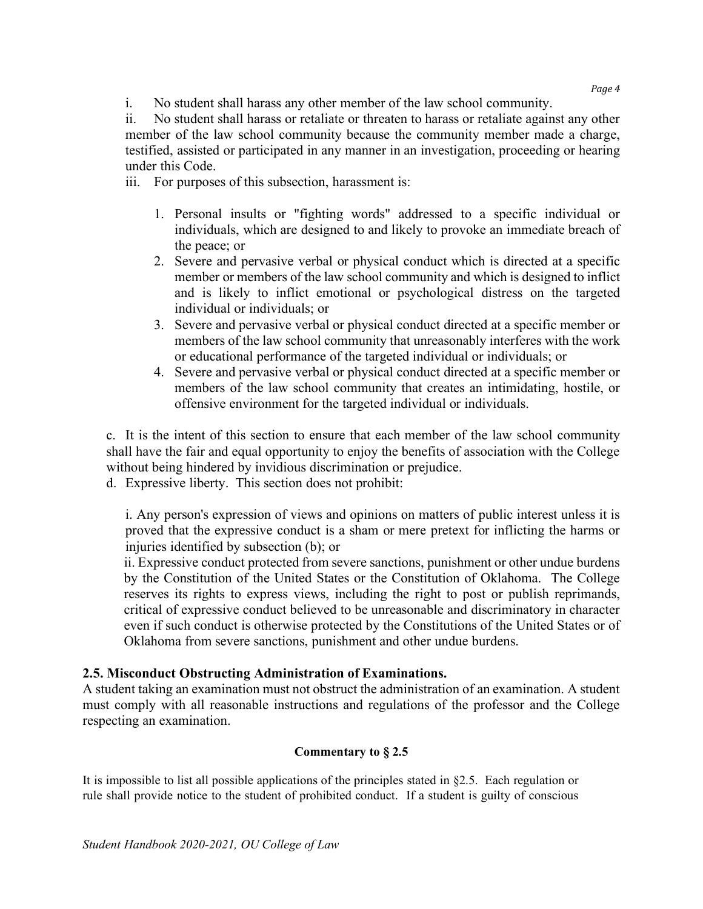i. No student shall harass any other member of the law school community.

ii. No student shall harass or retaliate or threaten to harass or retaliate against any other member of the law school community because the community member made a charge, testified, assisted or participated in any manner in an investigation, proceeding or hearing under this Code.

iii. For purposes of this subsection, harassment is:

1. Personal insults or "fighting words" addressed to a specific individual or individuals, which are designed to and likely to provoke an immediate breach of the peace; or
2. Severe and pervasive verbal or physical conduct which is directed at a specific member or members of the law school community and which is designed to inflict and is likely to inflict emotional or psychological distress on the targeted individual or individuals; or
3. Severe and pervasive verbal or physical conduct directed at a specific member or members of the law school community that unreasonably interferes with the work or educational performance of the targeted individual or individuals; or
4. Severe and pervasive verbal or physical conduct directed at a specific member or members of the law school community that creates an intimidating, hostile, or offensive environment for the targeted individual or individuals.

c. It is the intent of this section to ensure that each member of the law school community shall have the fair and equal opportunity to enjoy the benefits of association with the College without being hindered by invidious discrimination or prejudice.

d. Expressive liberty. This section does not prohibit:

i. Any person's expression of views and opinions on matters of public interest unless it is proved that the expressive conduct is a sham or mere pretext for inflicting the harms or injuries identified by subsection (b); or

ii. Expressive conduct protected from severe sanctions, punishment or other undue burdens by the Constitution of the United States or the Constitution of Oklahoma. The College reserves its rights to express views, including the right to post or publish reprimands, critical of expressive conduct believed to be unreasonable and discriminatory in character even if such conduct is otherwise protected by the Constitutions of the United States or of Oklahoma from severe sanctions, punishment and other undue burdens.

### 2.5. Misconduct Obstructing Administration of Examinations.

A student taking an examination must not obstruct the administration of an examination. A student must comply with all reasonable instructions and regulations of the professor and the College respecting an examination.

**Commentary to § 2.5**

It is impossible to list all possible applications of the principles stated in §2.5. Each regulation or rule shall provide notice to the student of prohibited conduct. If a student is guilty of conscious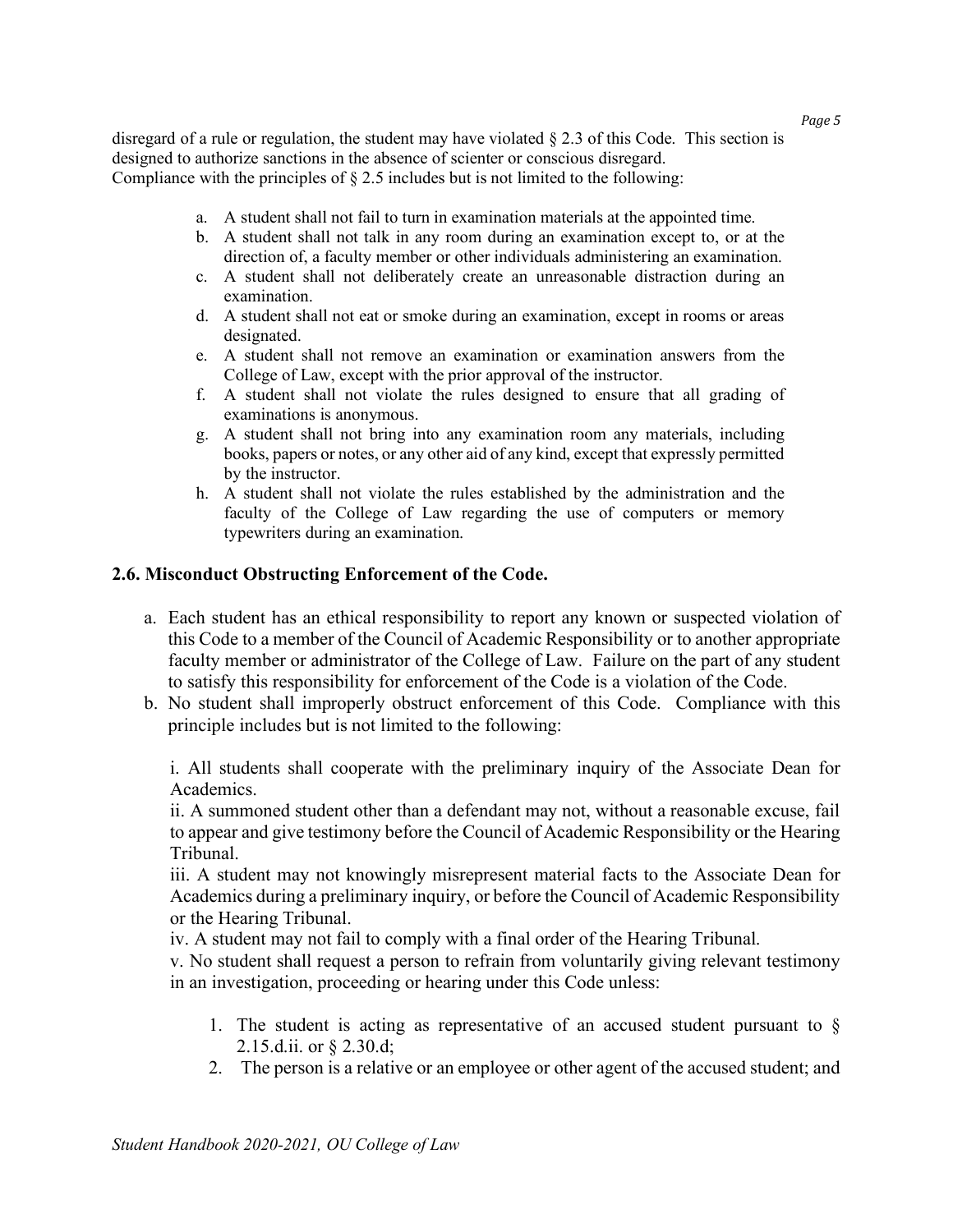disregard of a rule or regulation, the student may have violated § 2.3 of this Code. This section is designed to authorize sanctions in the absence of scienter or conscious disregard.
Compliance with the principles of § 2.5 includes but is not limited to the following:

a. A student shall not fail to turn in examination materials at the appointed time.
b. A student shall not talk in any room during an examination except to, or at the direction of, a faculty member or other individuals administering an examination.
c. A student shall not deliberately create an unreasonable distraction during an examination.
d. A student shall not eat or smoke during an examination, except in rooms or areas designated.
e. A student shall not remove an examination or examination answers from the College of Law, except with the prior approval of the instructor.
f. A student shall not violate the rules designed to ensure that all grading of examinations is anonymous.
g. A student shall not bring into any examination room any materials, including books, papers or notes, or any other aid of any kind, except that expressly permitted by the instructor.
h. A student shall not violate the rules established by the administration and the faculty of the College of Law regarding the use of computers or memory typewriters during an examination.

### 2.6. Misconduct Obstructing Enforcement of the Code.

a. Each student has an ethical responsibility to report any known or suspected violation of this Code to a member of the Council of Academic Responsibility or to another appropriate faculty member or administrator of the College of Law. Failure on the part of any student to satisfy this responsibility for enforcement of the Code is a violation of the Code.
b. No student shall improperly obstruct enforcement of this Code. Compliance with this principle includes but is not limited to the following:

   i. All students shall cooperate with the preliminary inquiry of the Associate Dean for Academics.
   ii. A summoned student other than a defendant may not, without a reasonable excuse, fail to appear and give testimony before the Council of Academic Responsibility or the Hearing Tribunal.
   iii. A student may not knowingly misrepresent material facts to the Associate Dean for Academics during a preliminary inquiry, or before the Council of Academic Responsibility or the Hearing Tribunal.
   iv. A student may not fail to comply with a final order of the Hearing Tribunal.
   v. No student shall request a person to refrain from voluntarily giving relevant testimony in an investigation, proceeding or hearing under this Code unless:

      1. The student is acting as representative of an accused student pursuant to § 2.15.d.ii. or § 2.30.d;
      2. The person is a relative or an employee or other agent of the accused student; and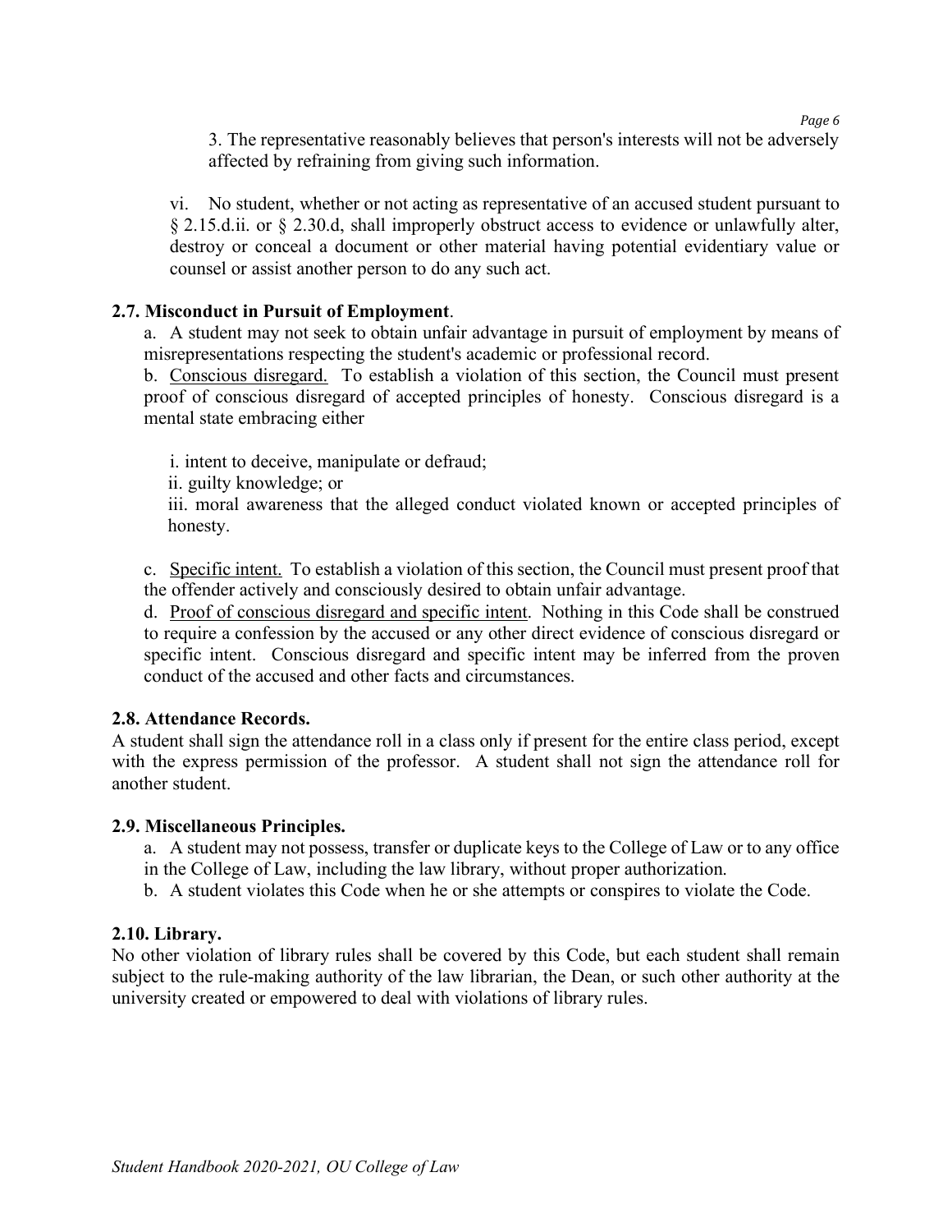3. The representative reasonably believes that person's interests will not be adversely affected by refraining from giving such information.

vi. No student, whether or not acting as representative of an accused student pursuant to § 2.15.d.ii. or § 2.30.d, shall improperly obstruct access to evidence or unlawfully alter, destroy or conceal a document or other material having potential evidentiary value or counsel or assist another person to do any such act.

### 2.7. Misconduct in Pursuit of Employment.

a. A student may not seek to obtain unfair advantage in pursuit of employment by means of misrepresentations respecting the student's academic or professional record.

b. Conscious disregard. To establish a violation of this section, the Council must present proof of conscious disregard of accepted principles of honesty. Conscious disregard is a mental state embracing either

i. intent to deceive, manipulate or defraud;

ii. guilty knowledge; or

iii. moral awareness that the alleged conduct violated known or accepted principles of honesty.

c. Specific intent. To establish a violation of this section, the Council must present proof that the offender actively and consciously desired to obtain unfair advantage.

d. Proof of conscious disregard and specific intent. Nothing in this Code shall be construed to require a confession by the accused or any other direct evidence of conscious disregard or specific intent. Conscious disregard and specific intent may be inferred from the proven conduct of the accused and other facts and circumstances.

### 2.8. Attendance Records.

A student shall sign the attendance roll in a class only if present for the entire class period, except with the express permission of the professor. A student shall not sign the attendance roll for another student.

### 2.9. Miscellaneous Principles.

a. A student may not possess, transfer or duplicate keys to the College of Law or to any office in the College of Law, including the law library, without proper authorization.

b. A student violates this Code when he or she attempts or conspires to violate the Code.

### 2.10. Library.

No other violation of library rules shall be covered by this Code, but each student shall remain subject to the rule-making authority of the law librarian, the Dean, or such other authority at the university created or empowered to deal with violations of library rules.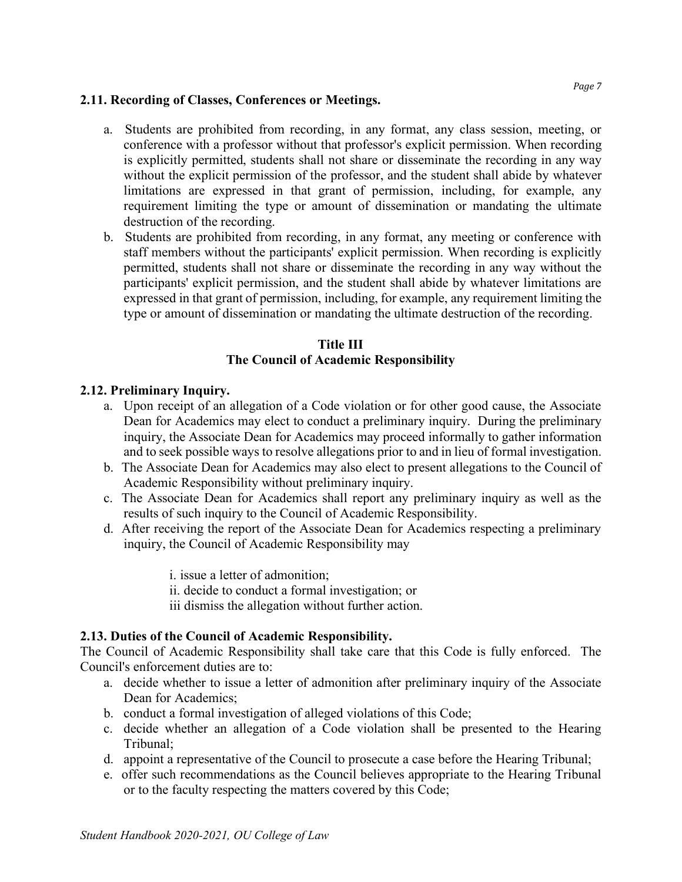### 2.11. Recording of Classes, Conferences or Meetings.

a. Students are prohibited from recording, in any format, any class session, meeting, or conference with a professor without that professor's explicit permission. When recording is explicitly permitted, students shall not share or disseminate the recording in any way without the explicit permission of the professor, and the student shall abide by whatever limitations are expressed in that grant of permission, including, for example, any requirement limiting the type or amount of dissemination or mandating the ultimate destruction of the recording.

b. Students are prohibited from recording, in any format, any meeting or conference with staff members without the participants' explicit permission. When recording is explicitly permitted, students shall not share or disseminate the recording in any way without the participants' explicit permission, and the student shall abide by whatever limitations are expressed in that grant of permission, including, for example, any requirement limiting the type or amount of dissemination or mandating the ultimate destruction of the recording.

## Title III
## The Council of Academic Responsibility

### 2.12. Preliminary Inquiry.

a. Upon receipt of an allegation of a Code violation or for other good cause, the Associate Dean for Academics may elect to conduct a preliminary inquiry. During the preliminary inquiry, the Associate Dean for Academics may proceed informally to gather information and to seek possible ways to resolve allegations prior to and in lieu of formal investigation.

b. The Associate Dean for Academics may also elect to present allegations to the Council of Academic Responsibility without preliminary inquiry.

c. The Associate Dean for Academics shall report any preliminary inquiry as well as the results of such inquiry to the Council of Academic Responsibility.

d. After receiving the report of the Associate Dean for Academics respecting a preliminary inquiry, the Council of Academic Responsibility may

   i. issue a letter of admonition;
   ii. decide to conduct a formal investigation; or
   iii dismiss the allegation without further action.

### 2.13. Duties of the Council of Academic Responsibility.

The Council of Academic Responsibility shall take care that this Code is fully enforced. The Council's enforcement duties are to:

a. decide whether to issue a letter of admonition after preliminary inquiry of the Associate Dean for Academics;

b. conduct a formal investigation of alleged violations of this Code;

c. decide whether an allegation of a Code violation shall be presented to the Hearing Tribunal;

d. appoint a representative of the Council to prosecute a case before the Hearing Tribunal;

e. offer such recommendations as the Council believes appropriate to the Hearing Tribunal or to the faculty respecting the matters covered by this Code;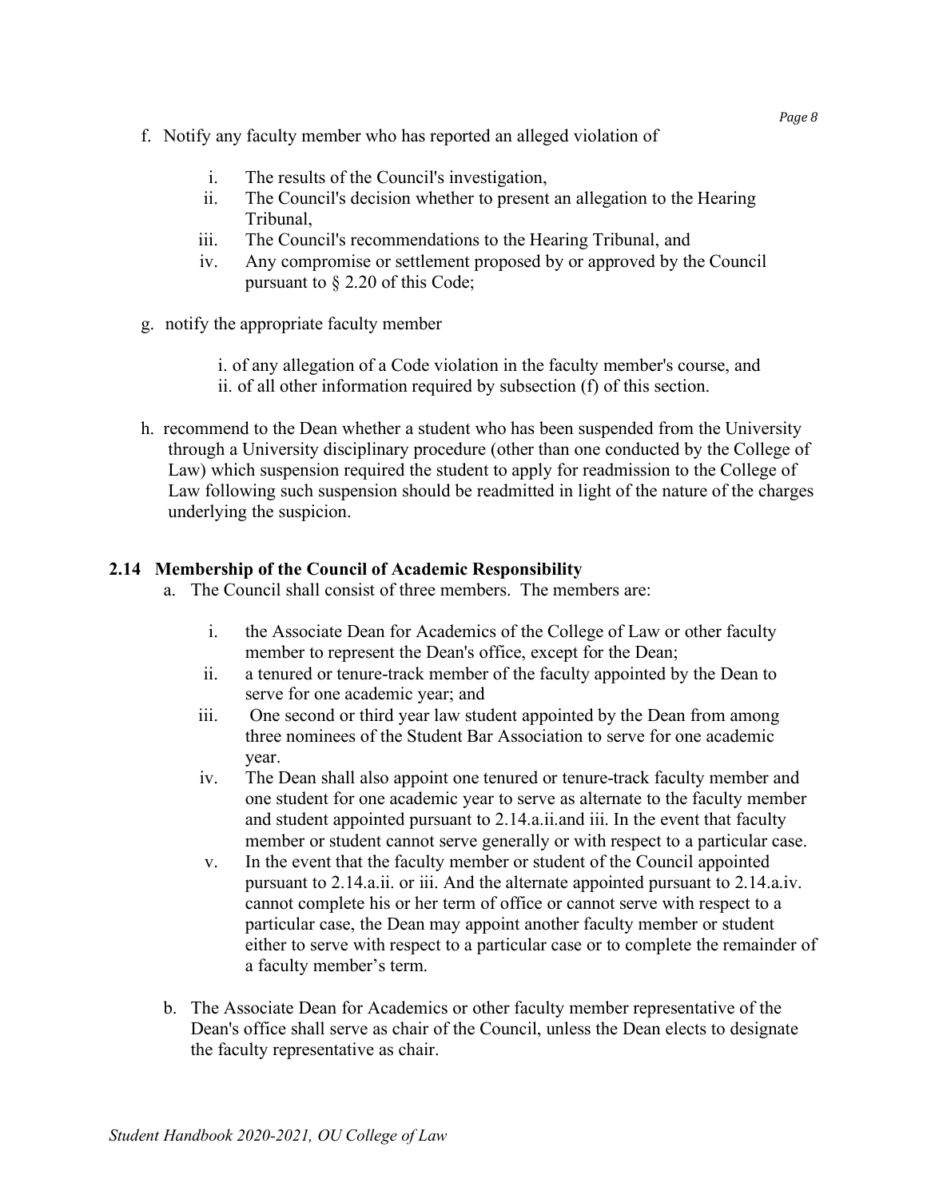f. Notify any faculty member who has reported an alleged violation of

   i. The results of the Council's investigation,
   ii. The Council's decision whether to present an allegation to the Hearing Tribunal,
   iii. The Council's recommendations to the Hearing Tribunal, and
   iv. Any compromise or settlement proposed by or approved by the Council pursuant to § 2.20 of this Code;

g. notify the appropriate faculty member

   i. of any allegation of a Code violation in the faculty member's course, and
   ii. of all other information required by subsection (f) of this section.

h. recommend to the Dean whether a student who has been suspended from the University through a University disciplinary procedure (other than one conducted by the College of Law) which suspension required the student to apply for readmission to the College of Law following such suspension should be readmitted in light of the nature of the charges underlying the suspicion.

### 2.14 Membership of the Council of Academic Responsibility

a. The Council shall consist of three members. The members are:

   i. the Associate Dean for Academics of the College of Law or other faculty member to represent the Dean's office, except for the Dean;
   ii. a tenured or tenure-track member of the faculty appointed by the Dean to serve for one academic year; and
   iii. One second or third year law student appointed by the Dean from among three nominees of the Student Bar Association to serve for one academic year.
   iv. The Dean shall also appoint one tenured or tenure-track faculty member and one student for one academic year to serve as alternate to the faculty member and student appointed pursuant to 2.14.a.ii.and iii. In the event that faculty member or student cannot serve generally or with respect to a particular case.
   v. In the event that the faculty member or student of the Council appointed pursuant to 2.14.a.ii. or iii. And the alternate appointed pursuant to 2.14.a.iv. cannot complete his or her term of office or cannot serve with respect to a particular case, the Dean may appoint another faculty member or student either to serve with respect to a particular case or to complete the remainder of a faculty member's term.

b. The Associate Dean for Academics or other faculty member representative of the Dean's office shall serve as chair of the Council, unless the Dean elects to designate the faculty representative as chair.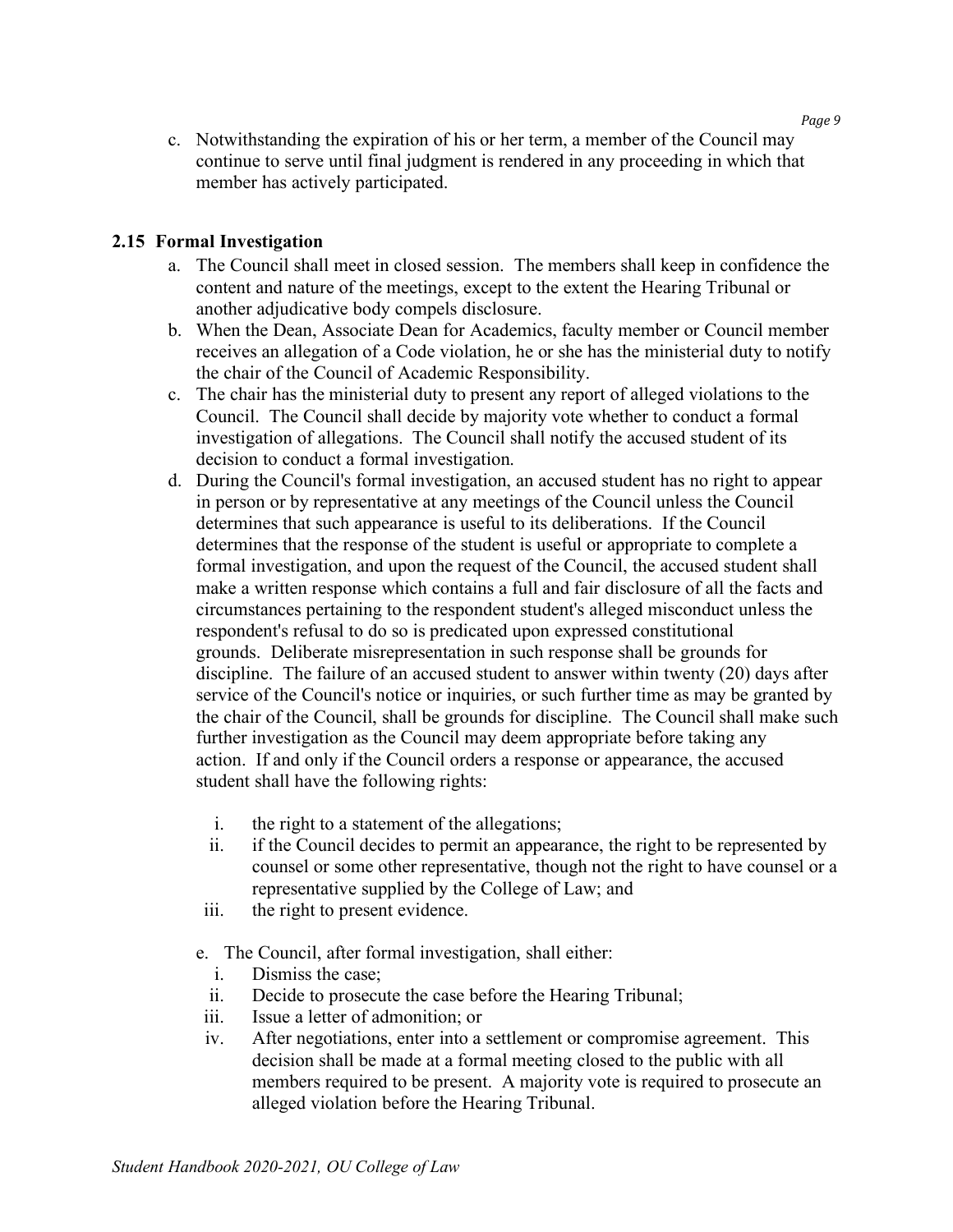c. Notwithstanding the expiration of his or her term, a member of the Council may continue to serve until final judgment is rendered in any proceeding in which that member has actively participated.

### 2.15 Formal Investigation

a. The Council shall meet in closed session. The members shall keep in confidence the content and nature of the meetings, except to the extent the Hearing Tribunal or another adjudicative body compels disclosure.

b. When the Dean, Associate Dean for Academics, faculty member or Council member receives an allegation of a Code violation, he or she has the ministerial duty to notify the chair of the Council of Academic Responsibility.

c. The chair has the ministerial duty to present any report of alleged violations to the Council. The Council shall decide by majority vote whether to conduct a formal investigation of allegations. The Council shall notify the accused student of its decision to conduct a formal investigation.

d. During the Council's formal investigation, an accused student has no right to appear in person or by representative at any meetings of the Council unless the Council determines that such appearance is useful to its deliberations. If the Council determines that the response of the student is useful or appropriate to complete a formal investigation, and upon the request of the Council, the accused student shall make a written response which contains a full and fair disclosure of all the facts and circumstances pertaining to the respondent student's alleged misconduct unless the respondent's refusal to do so is predicated upon expressed constitutional grounds. Deliberate misrepresentation in such response shall be grounds for discipline. The failure of an accused student to answer within twenty (20) days after service of the Council's notice or inquiries, or such further time as may be granted by the chair of the Council, shall be grounds for discipline. The Council shall make such further investigation as the Council may deem appropriate before taking any action. If and only if the Council orders a response or appearance, the accused student shall have the following rights:

   i. the right to a statement of the allegations;
   ii. if the Council decides to permit an appearance, the right to be represented by counsel or some other representative, though not the right to have counsel or a representative supplied by the College of Law; and
   iii. the right to present evidence.

e. The Council, after formal investigation, shall either:

   i. Dismiss the case;
   ii. Decide to prosecute the case before the Hearing Tribunal;
   iii. Issue a letter of admonition; or
   iv. After negotiations, enter into a settlement or compromise agreement. This decision shall be made at a formal meeting closed to the public with all members required to be present. A majority vote is required to prosecute an alleged violation before the Hearing Tribunal.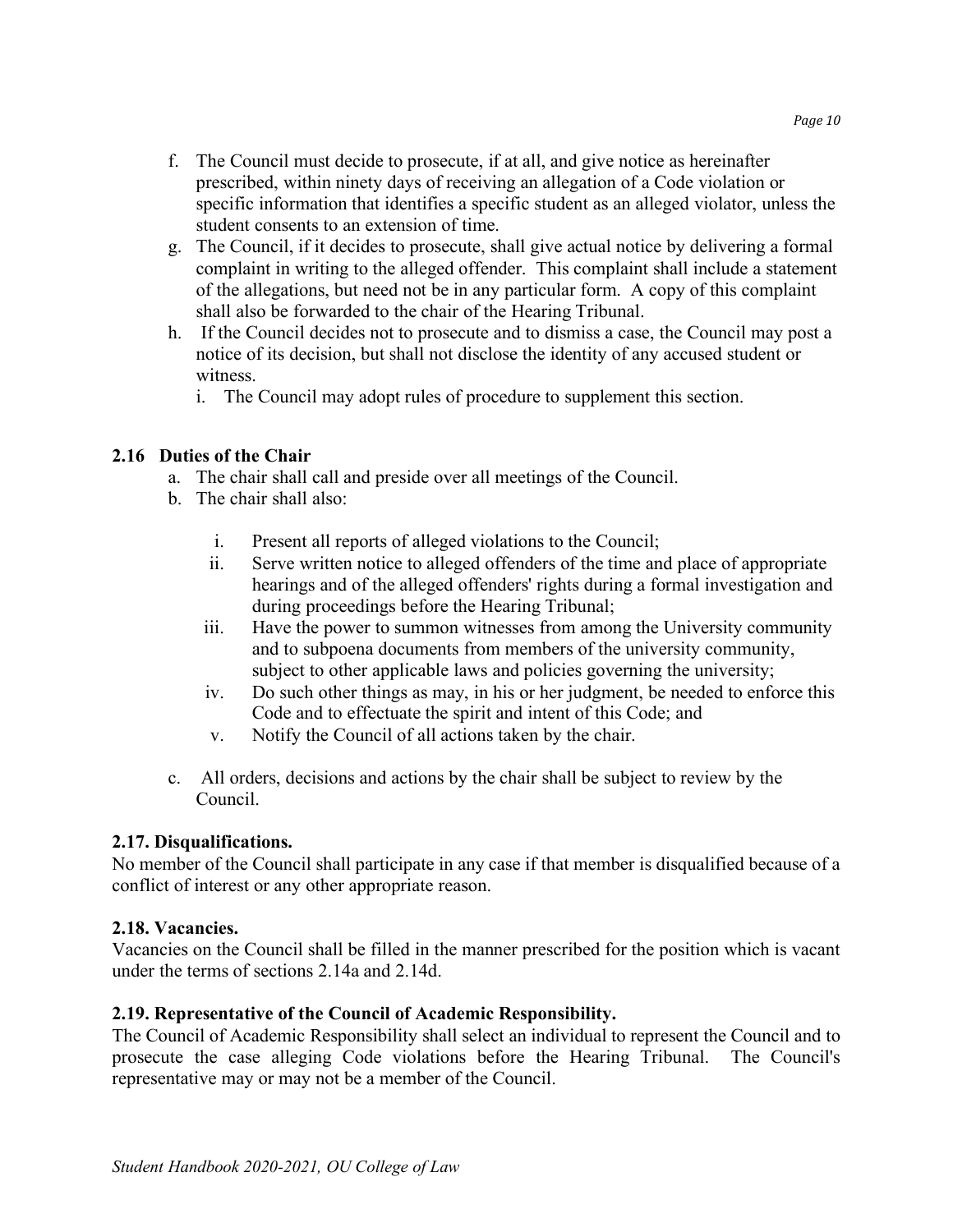f. The Council must decide to prosecute, if at all, and give notice as hereinafter prescribed, within ninety days of receiving an allegation of a Code violation or specific information that identifies a specific student as an alleged violator, unless the student consents to an extension of time.
g. The Council, if it decides to prosecute, shall give actual notice by delivering a formal complaint in writing to the alleged offender. This complaint shall include a statement of the allegations, but need not be in any particular form. A copy of this complaint shall also be forwarded to the chair of the Hearing Tribunal.
h. If the Council decides not to prosecute and to dismiss a case, the Council may post a notice of its decision, but shall not disclose the identity of any accused student or witness.
   i. The Council may adopt rules of procedure to supplement this section.

### 2.16 Duties of the Chair

a. The chair shall call and preside over all meetings of the Council.
b. The chair shall also:
   i. Present all reports of alleged violations to the Council;
   ii. Serve written notice to alleged offenders of the time and place of appropriate hearings and of the alleged offenders' rights during a formal investigation and during proceedings before the Hearing Tribunal;
   iii. Have the power to summon witnesses from among the University community and to subpoena documents from members of the university community, subject to other applicable laws and policies governing the university;
   iv. Do such other things as may, in his or her judgment, be needed to enforce this Code and to effectuate the spirit and intent of this Code; and
   v. Notify the Council of all actions taken by the chair.
c. All orders, decisions and actions by the chair shall be subject to review by the Council.

### 2.17. Disqualifications.

No member of the Council shall participate in any case if that member is disqualified because of a conflict of interest or any other appropriate reason.

### 2.18. Vacancies.

Vacancies on the Council shall be filled in the manner prescribed for the position which is vacant under the terms of sections 2.14a and 2.14d.

### 2.19. Representative of the Council of Academic Responsibility.

The Council of Academic Responsibility shall select an individual to represent the Council and to prosecute the case alleging Code violations before the Hearing Tribunal. The Council's representative may or may not be a member of the Council.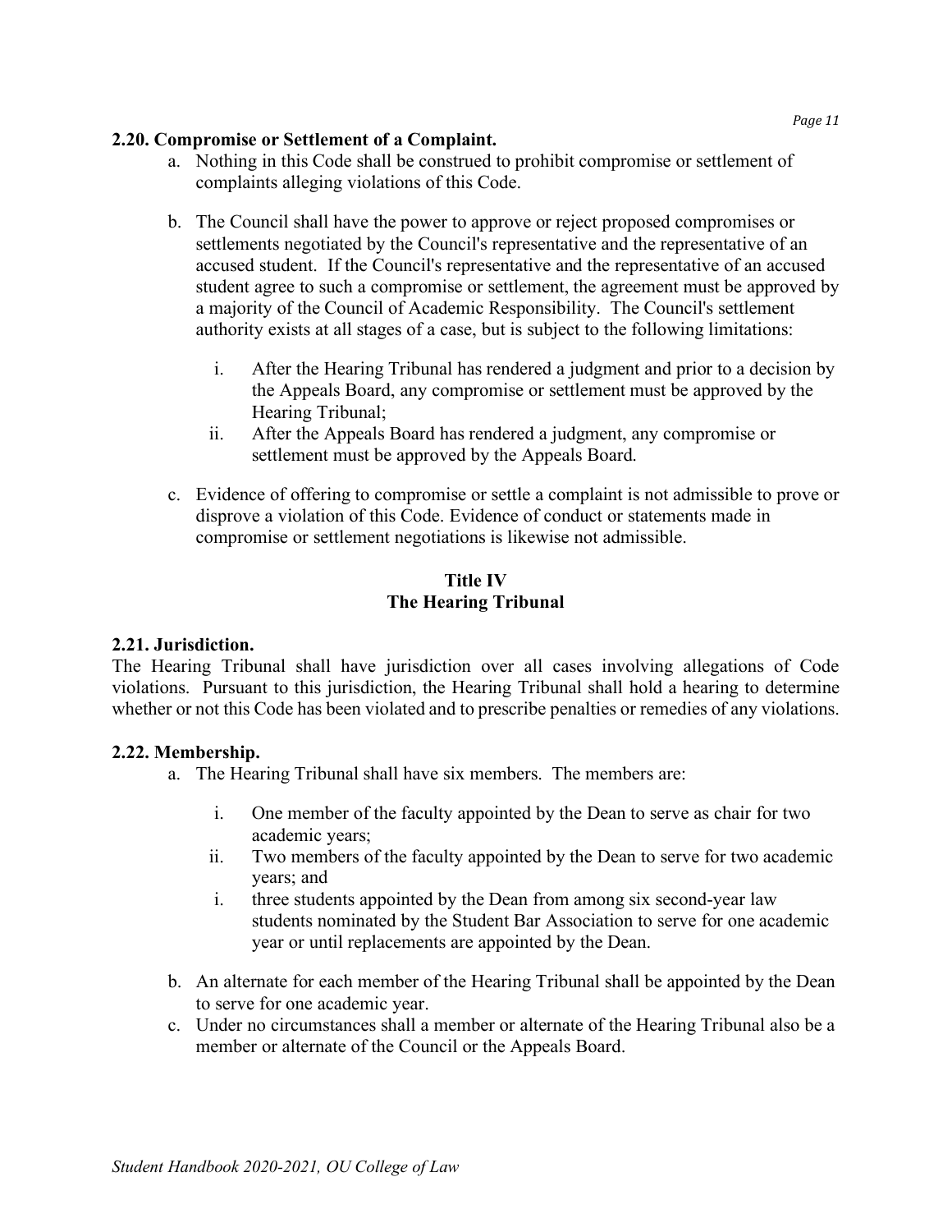**2.20. Compromise or Settlement of a Complaint.**

a. Nothing in this Code shall be construed to prohibit compromise or settlement of complaints alleging violations of this Code.

b. The Council shall have the power to approve or reject proposed compromises or settlements negotiated by the Council's representative and the representative of an accused student. If the Council's representative and the representative of an accused student agree to such a compromise or settlement, the agreement must be approved by a majority of the Council of Academic Responsibility. The Council's settlement authority exists at all stages of a case, but is subject to the following limitations:

   i. After the Hearing Tribunal has rendered a judgment and prior to a decision by the Appeals Board, any compromise or settlement must be approved by the Hearing Tribunal;
   
   ii. After the Appeals Board has rendered a judgment, any compromise or settlement must be approved by the Appeals Board.

c. Evidence of offering to compromise or settle a complaint is not admissible to prove or disprove a violation of this Code. Evidence of conduct or statements made in compromise or settlement negotiations is likewise not admissible.

## Title IV
## The Hearing Tribunal

**2.21. Jurisdiction.**

The Hearing Tribunal shall have jurisdiction over all cases involving allegations of Code violations. Pursuant to this jurisdiction, the Hearing Tribunal shall hold a hearing to determine whether or not this Code has been violated and to prescribe penalties or remedies of any violations.

**2.22. Membership.**

a. The Hearing Tribunal shall have six members. The members are:

   i. One member of the faculty appointed by the Dean to serve as chair for two academic years;
   
   ii. Two members of the faculty appointed by the Dean to serve for two academic years; and
   
   i. three students appointed by the Dean from among six second-year law students nominated by the Student Bar Association to serve for one academic year or until replacements are appointed by the Dean.

b. An alternate for each member of the Hearing Tribunal shall be appointed by the Dean to serve for one academic year.

c. Under no circumstances shall a member or alternate of the Hearing Tribunal also be a member or alternate of the Council or the Appeals Board.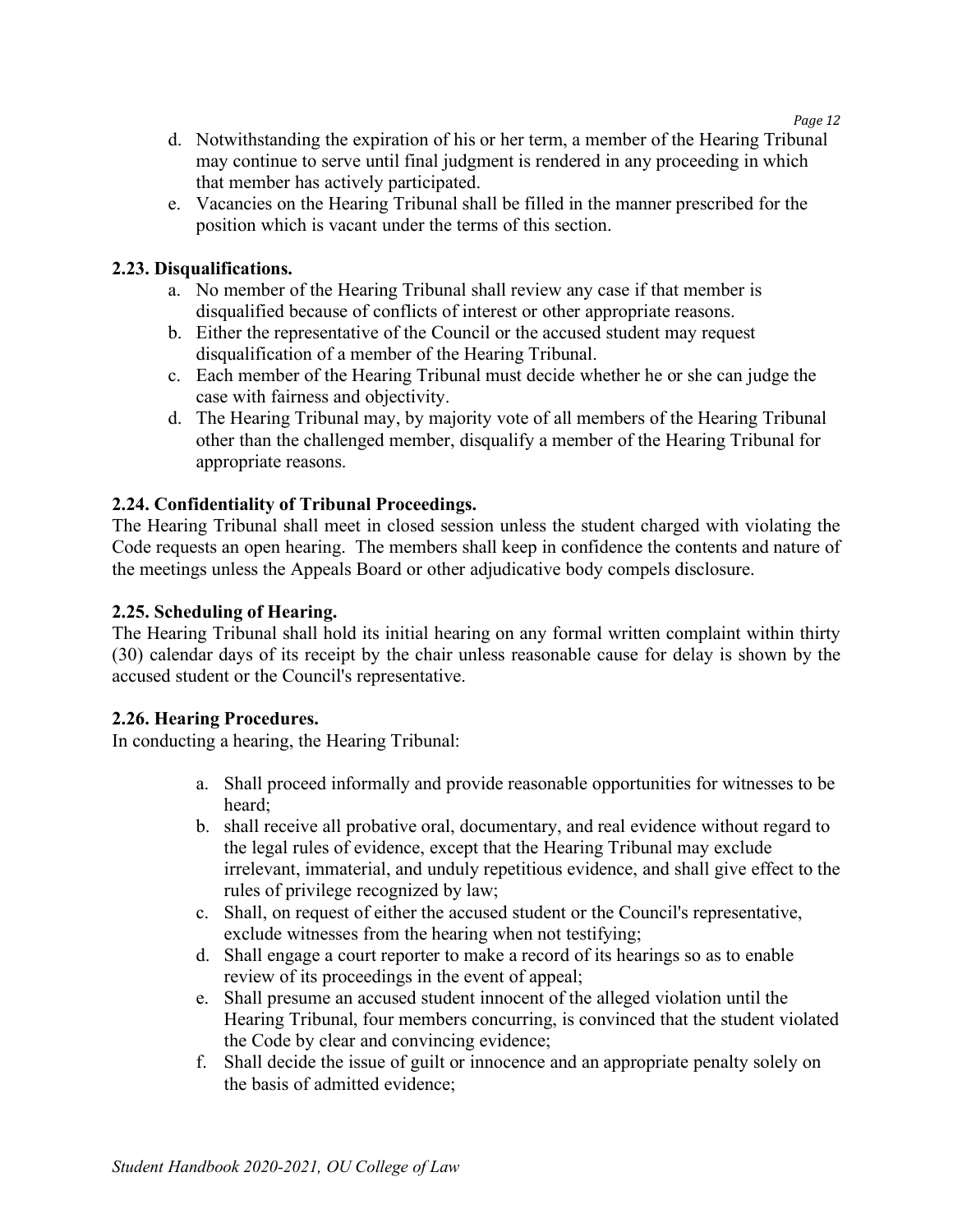d. Notwithstanding the expiration of his or her term, a member of the Hearing Tribunal may continue to serve until final judgment is rendered in any proceeding in which that member has actively participated.
e. Vacancies on the Hearing Tribunal shall be filled in the manner prescribed for the position which is vacant under the terms of this section.

**2.23. Disqualifications.**

a. No member of the Hearing Tribunal shall review any case if that member is disqualified because of conflicts of interest or other appropriate reasons.
b. Either the representative of the Council or the accused student may request disqualification of a member of the Hearing Tribunal.
c. Each member of the Hearing Tribunal must decide whether he or she can judge the case with fairness and objectivity.
d. The Hearing Tribunal may, by majority vote of all members of the Hearing Tribunal other than the challenged member, disqualify a member of the Hearing Tribunal for appropriate reasons.

**2.24. Confidentiality of Tribunal Proceedings.**

The Hearing Tribunal shall meet in closed session unless the student charged with violating the Code requests an open hearing. The members shall keep in confidence the contents and nature of the meetings unless the Appeals Board or other adjudicative body compels disclosure.

**2.25. Scheduling of Hearing.**

The Hearing Tribunal shall hold its initial hearing on any formal written complaint within thirty (30) calendar days of its receipt by the chair unless reasonable cause for delay is shown by the accused student or the Council's representative.

**2.26. Hearing Procedures.**

In conducting a hearing, the Hearing Tribunal:

a. Shall proceed informally and provide reasonable opportunities for witnesses to be heard;
b. shall receive all probative oral, documentary, and real evidence without regard to the legal rules of evidence, except that the Hearing Tribunal may exclude irrelevant, immaterial, and unduly repetitious evidence, and shall give effect to the rules of privilege recognized by law;
c. Shall, on request of either the accused student or the Council's representative, exclude witnesses from the hearing when not testifying;
d. Shall engage a court reporter to make a record of its hearings so as to enable review of its proceedings in the event of appeal;
e. Shall presume an accused student innocent of the alleged violation until the Hearing Tribunal, four members concurring, is convinced that the student violated the Code by clear and convincing evidence;
f. Shall decide the issue of guilt or innocence and an appropriate penalty solely on the basis of admitted evidence;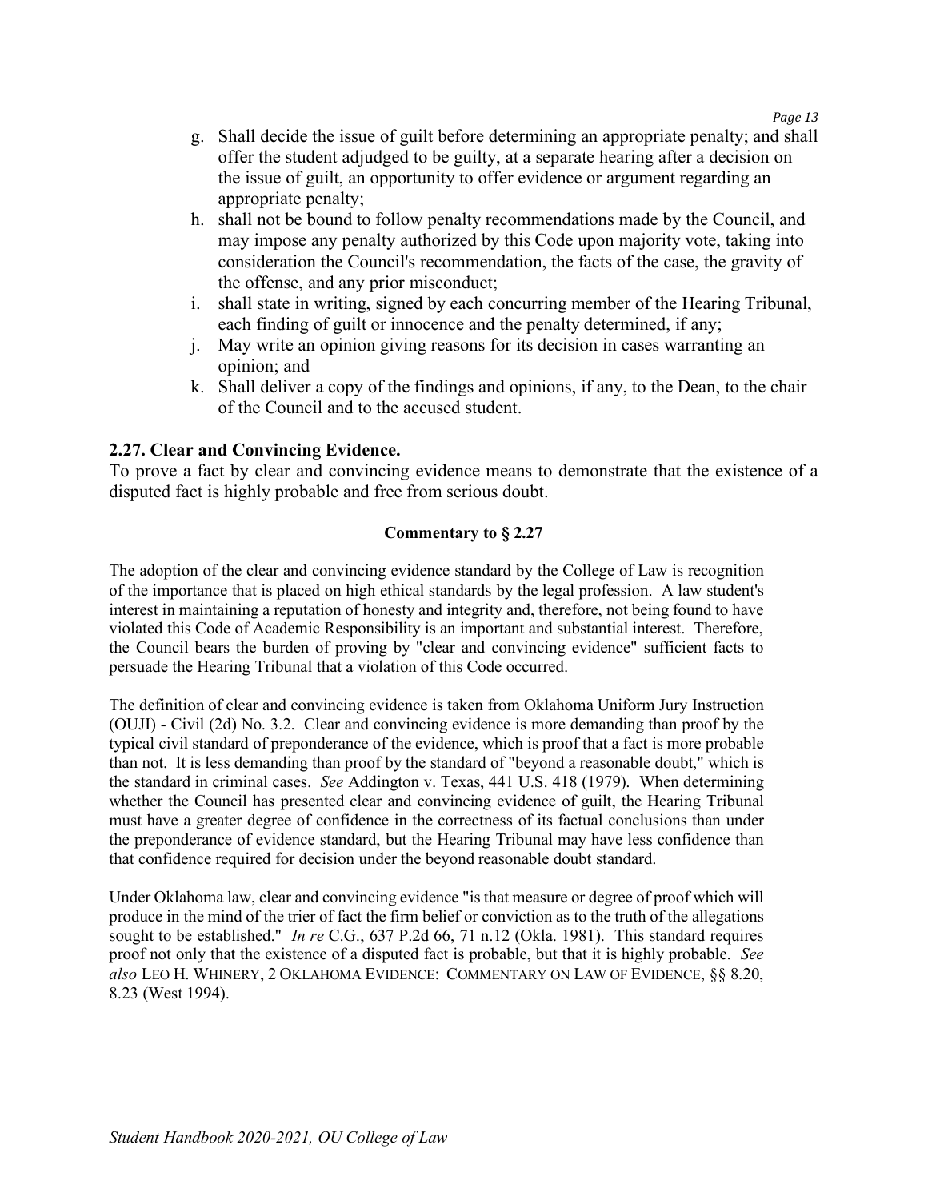g. Shall decide the issue of guilt before determining an appropriate penalty; and shall offer the student adjudged to be guilty, at a separate hearing after a decision on the issue of guilt, an opportunity to offer evidence or argument regarding an appropriate penalty;
h. shall not be bound to follow penalty recommendations made by the Council, and may impose any penalty authorized by this Code upon majority vote, taking into consideration the Council's recommendation, the facts of the case, the gravity of the offense, and any prior misconduct;
i. shall state in writing, signed by each concurring member of the Hearing Tribunal, each finding of guilt or innocence and the penalty determined, if any;
j. May write an opinion giving reasons for its decision in cases warranting an opinion; and
k. Shall deliver a copy of the findings and opinions, if any, to the Dean, to the chair of the Council and to the accused student.

### 2.27. Clear and Convincing Evidence.

To prove a fact by clear and convincing evidence means to demonstrate that the existence of a disputed fact is highly probable and free from serious doubt.

**Commentary to § 2.27**

The adoption of the clear and convincing evidence standard by the College of Law is recognition of the importance that is placed on high ethical standards by the legal profession. A law student's interest in maintaining a reputation of honesty and integrity and, therefore, not being found to have violated this Code of Academic Responsibility is an important and substantial interest. Therefore, the Council bears the burden of proving by "clear and convincing evidence" sufficient facts to persuade the Hearing Tribunal that a violation of this Code occurred.

The definition of clear and convincing evidence is taken from Oklahoma Uniform Jury Instruction (OUJI) - Civil (2d) No. 3.2. Clear and convincing evidence is more demanding than proof by the typical civil standard of preponderance of the evidence, which is proof that a fact is more probable than not. It is less demanding than proof by the standard of "beyond a reasonable doubt," which is the standard in criminal cases. *See* Addington v. Texas, 441 U.S. 418 (1979). When determining whether the Council has presented clear and convincing evidence of guilt, the Hearing Tribunal must have a greater degree of confidence in the correctness of its factual conclusions than under the preponderance of evidence standard, but the Hearing Tribunal may have less confidence than that confidence required for decision under the beyond reasonable doubt standard.

Under Oklahoma law, clear and convincing evidence "is that measure or degree of proof which will produce in the mind of the trier of fact the firm belief or conviction as to the truth of the allegations sought to be established." *In re* C.G., 637 P.2d 66, 71 n.12 (Okla. 1981). This standard requires proof not only that the existence of a disputed fact is probable, but that it is highly probable. *See also* LEO H. WHINERY, 2 OKLAHOMA EVIDENCE: COMMENTARY ON LAW OF EVIDENCE, §§ 8.20, 8.23 (West 1994).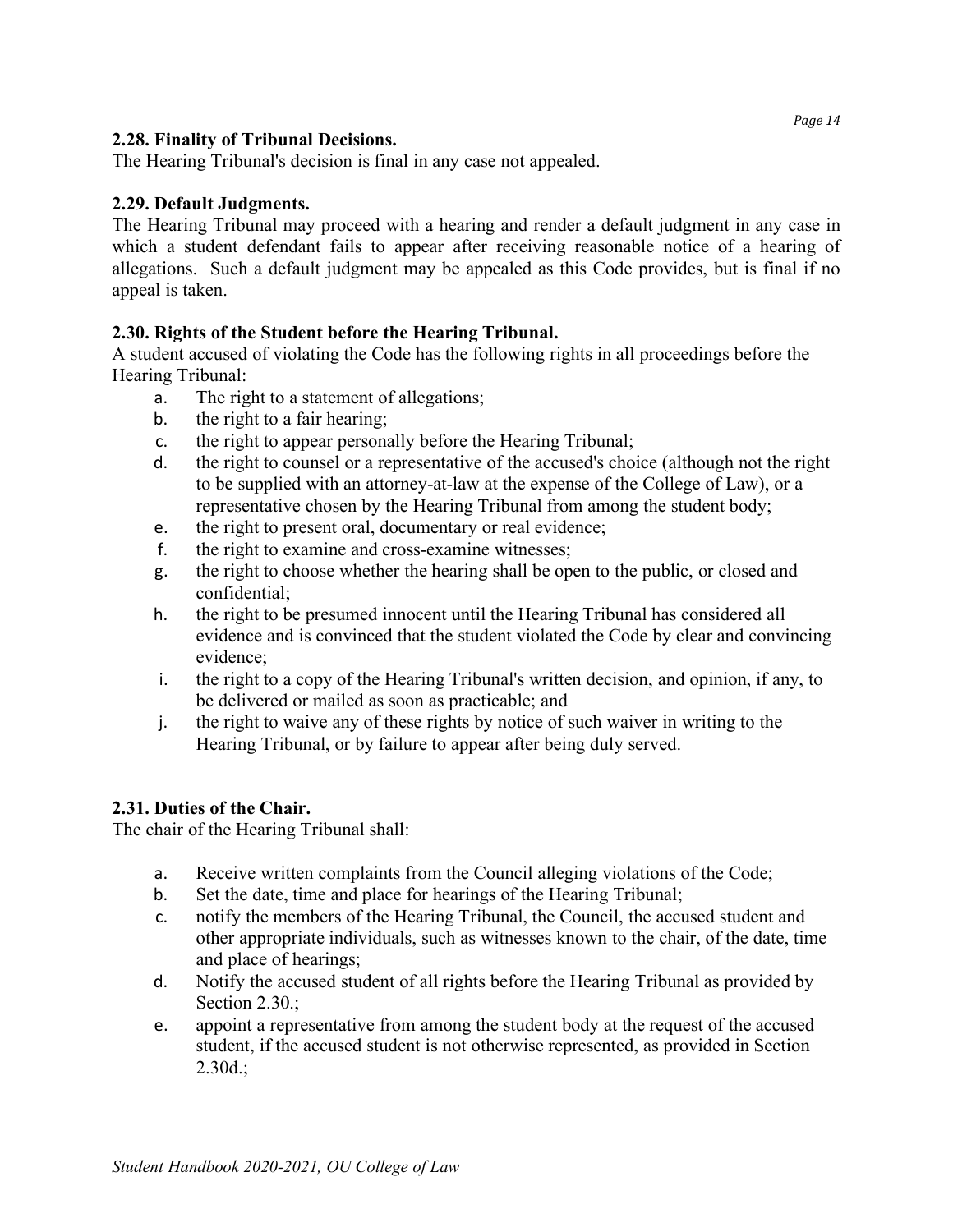**2.28. Finality of Tribunal Decisions.**

The Hearing Tribunal's decision is final in any case not appealed.

**2.29. Default Judgments.**

The Hearing Tribunal may proceed with a hearing and render a default judgment in any case in which a student defendant fails to appear after receiving reasonable notice of a hearing of allegations. Such a default judgment may be appealed as this Code provides, but is final if no appeal is taken.

**2.30. Rights of the Student before the Hearing Tribunal.**

A student accused of violating the Code has the following rights in all proceedings before the Hearing Tribunal:

a. The right to a statement of allegations;
b. the right to a fair hearing;
c. the right to appear personally before the Hearing Tribunal;
d. the right to counsel or a representative of the accused's choice (although not the right to be supplied with an attorney-at-law at the expense of the College of Law), or a representative chosen by the Hearing Tribunal from among the student body;
e. the right to present oral, documentary or real evidence;
f. the right to examine and cross-examine witnesses;
g. the right to choose whether the hearing shall be open to the public, or closed and confidential;
h. the right to be presumed innocent until the Hearing Tribunal has considered all evidence and is convinced that the student violated the Code by clear and convincing evidence;
i. the right to a copy of the Hearing Tribunal's written decision, and opinion, if any, to be delivered or mailed as soon as practicable; and
j. the right to waive any of these rights by notice of such waiver in writing to the Hearing Tribunal, or by failure to appear after being duly served.

**2.31. Duties of the Chair.**

The chair of the Hearing Tribunal shall:

a. Receive written complaints from the Council alleging violations of the Code;
b. Set the date, time and place for hearings of the Hearing Tribunal;
c. notify the members of the Hearing Tribunal, the Council, the accused student and other appropriate individuals, such as witnesses known to the chair, of the date, time and place of hearings;
d. Notify the accused student of all rights before the Hearing Tribunal as provided by Section 2.30.;
e. appoint a representative from among the student body at the request of the accused student, if the accused student is not otherwise represented, as provided in Section 2.30d.;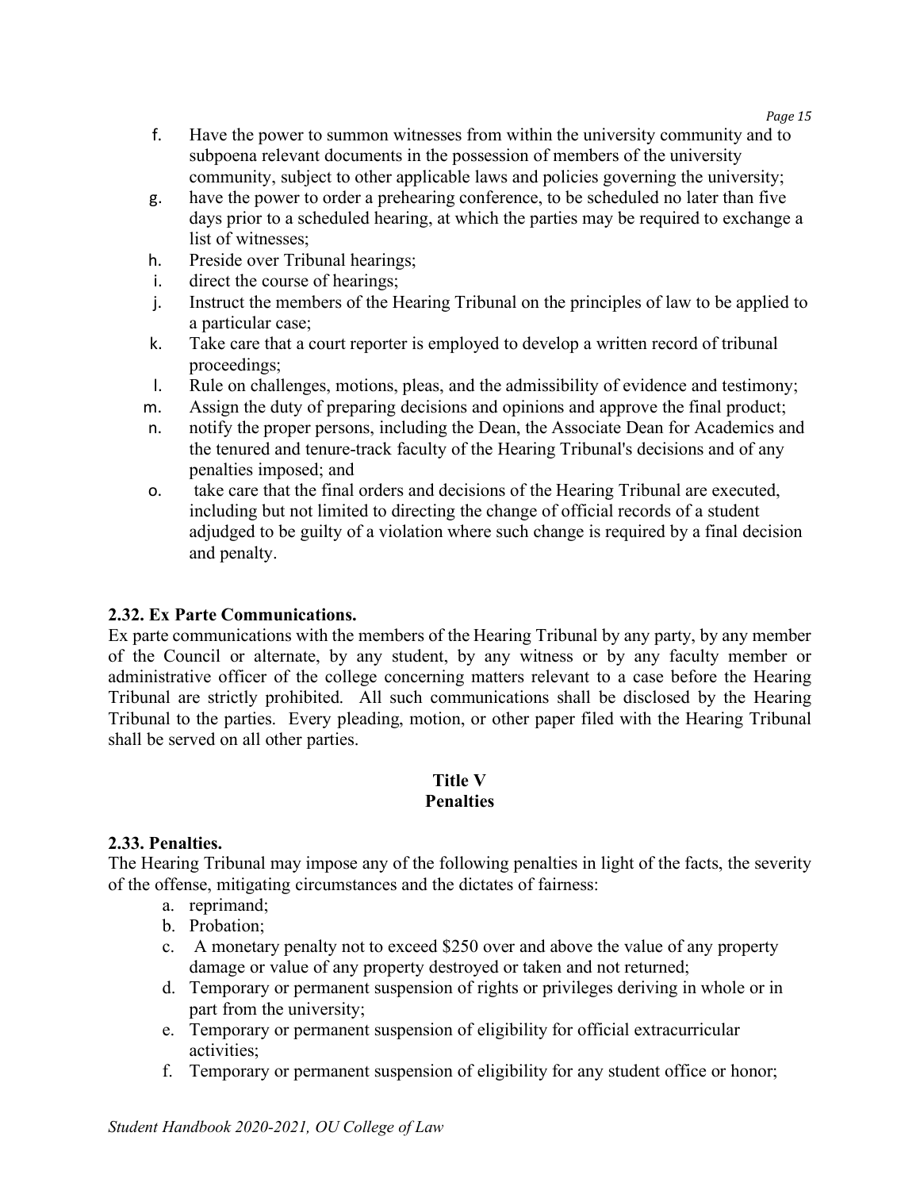f. Have the power to summon witnesses from within the university community and to subpoena relevant documents in the possession of members of the university community, subject to other applicable laws and policies governing the university;
g. have the power to order a prehearing conference, to be scheduled no later than five days prior to a scheduled hearing, at which the parties may be required to exchange a list of witnesses;
h. Preside over Tribunal hearings;
i. direct the course of hearings;
j. Instruct the members of the Hearing Tribunal on the principles of law to be applied to a particular case;
k. Take care that a court reporter is employed to develop a written record of tribunal proceedings;
l. Rule on challenges, motions, pleas, and the admissibility of evidence and testimony;
m. Assign the duty of preparing decisions and opinions and approve the final product;
n. notify the proper persons, including the Dean, the Associate Dean for Academics and the tenured and tenure-track faculty of the Hearing Tribunal's decisions and of any penalties imposed; and
o. take care that the final orders and decisions of the Hearing Tribunal are executed, including but not limited to directing the change of official records of a student adjudged to be guilty of a violation where such change is required by a final decision and penalty.

**2.32. Ex Parte Communications.**
Ex parte communications with the members of the Hearing Tribunal by any party, by any member of the Council or alternate, by any student, by any witness or by any faculty member or administrative officer of the college concerning matters relevant to a case before the Hearing Tribunal are strictly prohibited. All such communications shall be disclosed by the Hearing Tribunal to the parties. Every pleading, motion, or other paper filed with the Hearing Tribunal shall be served on all other parties.

## Title V
## Penalties

**2.33. Penalties.**
The Hearing Tribunal may impose any of the following penalties in light of the facts, the severity of the offense, mitigating circumstances and the dictates of fairness:

a. reprimand;
b. Probation;
c. A monetary penalty not to exceed $250 over and above the value of any property damage or value of any property destroyed or taken and not returned;
d. Temporary or permanent suspension of rights or privileges deriving in whole or in part from the university;
e. Temporary or permanent suspension of eligibility for official extracurricular activities;
f. Temporary or permanent suspension of eligibility for any student office or honor;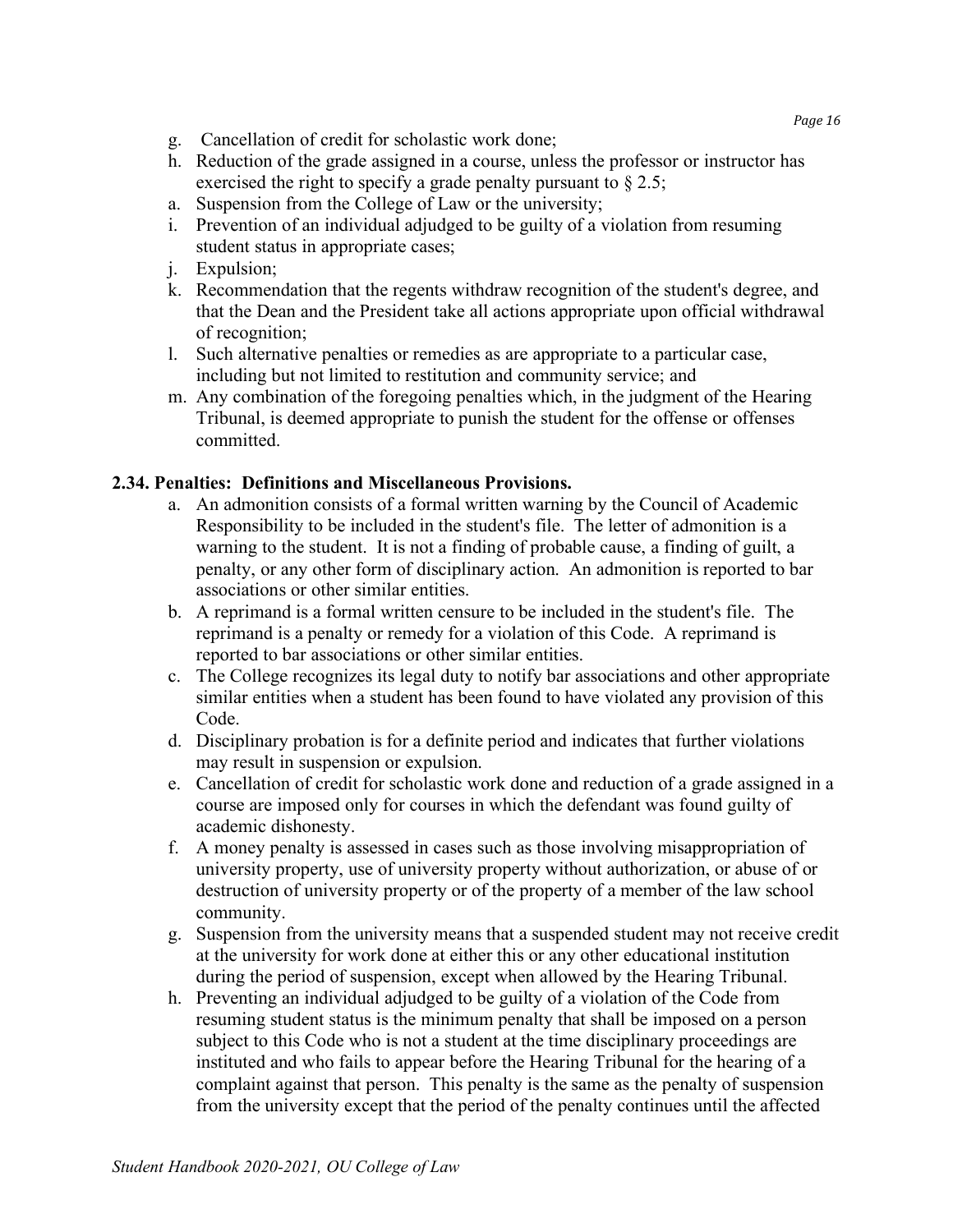g. Cancellation of credit for scholastic work done;
h. Reduction of the grade assigned in a course, unless the professor or instructor has exercised the right to specify a grade penalty pursuant to § 2.5;
a. Suspension from the College of Law or the university;
i. Prevention of an individual adjudged to be guilty of a violation from resuming student status in appropriate cases;
j. Expulsion;
k. Recommendation that the regents withdraw recognition of the student's degree, and that the Dean and the President take all actions appropriate upon official withdrawal of recognition;
l. Such alternative penalties or remedies as are appropriate to a particular case, including but not limited to restitution and community service; and
m. Any combination of the foregoing penalties which, in the judgment of the Hearing Tribunal, is deemed appropriate to punish the student for the offense or offenses committed.

**2.34. Penalties: Definitions and Miscellaneous Provisions.**

a. An admonition consists of a formal written warning by the Council of Academic Responsibility to be included in the student's file. The letter of admonition is a warning to the student. It is not a finding of probable cause, a finding of guilt, a penalty, or any other form of disciplinary action. An admonition is reported to bar associations or other similar entities.
b. A reprimand is a formal written censure to be included in the student's file. The reprimand is a penalty or remedy for a violation of this Code. A reprimand is reported to bar associations or other similar entities.
c. The College recognizes its legal duty to notify bar associations and other appropriate similar entities when a student has been found to have violated any provision of this Code.
d. Disciplinary probation is for a definite period and indicates that further violations may result in suspension or expulsion.
e. Cancellation of credit for scholastic work done and reduction of a grade assigned in a course are imposed only for courses in which the defendant was found guilty of academic dishonesty.
f. A money penalty is assessed in cases such as those involving misappropriation of university property, use of university property without authorization, or abuse of or destruction of university property or of the property of a member of the law school community.
g. Suspension from the university means that a suspended student may not receive credit at the university for work done at either this or any other educational institution during the period of suspension, except when allowed by the Hearing Tribunal.
h. Preventing an individual adjudged to be guilty of a violation of the Code from resuming student status is the minimum penalty that shall be imposed on a person subject to this Code who is not a student at the time disciplinary proceedings are instituted and who fails to appear before the Hearing Tribunal for the hearing of a complaint against that person. This penalty is the same as the penalty of suspension from the university except that the period of the penalty continues until the affected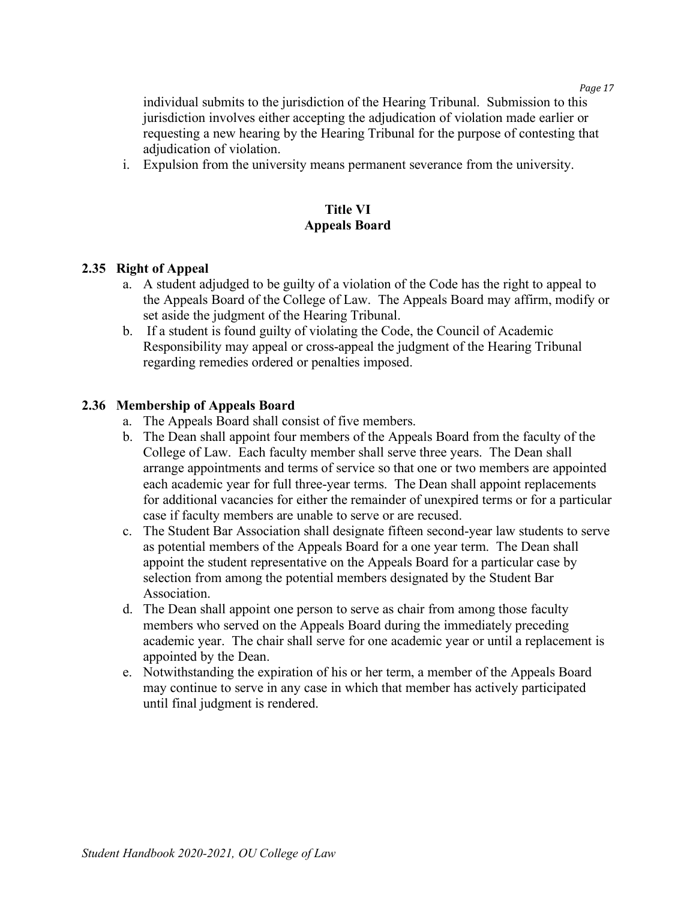individual submits to the jurisdiction of the Hearing Tribunal. Submission to this jurisdiction involves either accepting the adjudication of violation made earlier or requesting a new hearing by the Hearing Tribunal for the purpose of contesting that adjudication of violation.

i. Expulsion from the university means permanent severance from the university.

## Title VI
## Appeals Board

### 2.35 Right of Appeal

a. A student adjudged to be guilty of a violation of the Code has the right to appeal to the Appeals Board of the College of Law. The Appeals Board may affirm, modify or set aside the judgment of the Hearing Tribunal.

b. If a student is found guilty of violating the Code, the Council of Academic Responsibility may appeal or cross-appeal the judgment of the Hearing Tribunal regarding remedies ordered or penalties imposed.

### 2.36 Membership of Appeals Board

a. The Appeals Board shall consist of five members.

b. The Dean shall appoint four members of the Appeals Board from the faculty of the College of Law. Each faculty member shall serve three years. The Dean shall arrange appointments and terms of service so that one or two members are appointed each academic year for full three-year terms. The Dean shall appoint replacements for additional vacancies for either the remainder of unexpired terms or for a particular case if faculty members are unable to serve or are recused.

c. The Student Bar Association shall designate fifteen second-year law students to serve as potential members of the Appeals Board for a one year term. The Dean shall appoint the student representative on the Appeals Board for a particular case by selection from among the potential members designated by the Student Bar Association.

d. The Dean shall appoint one person to serve as chair from among those faculty members who served on the Appeals Board during the immediately preceding academic year. The chair shall serve for one academic year or until a replacement is appointed by the Dean.

e. Notwithstanding the expiration of his or her term, a member of the Appeals Board may continue to serve in any case in which that member has actively participated until final judgment is rendered.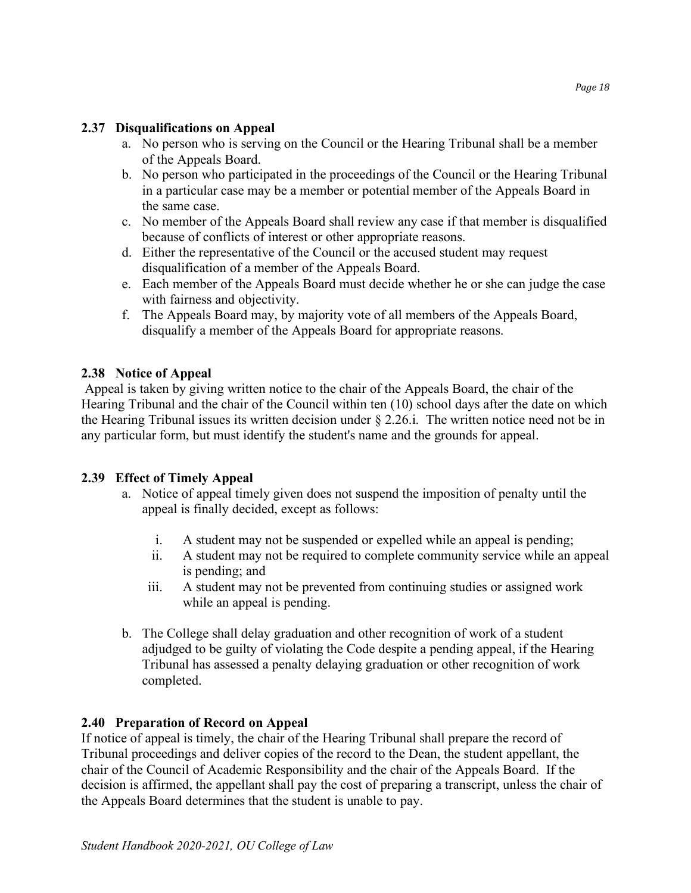### 2.37 Disqualifications on Appeal

a. No person who is serving on the Council or the Hearing Tribunal shall be a member of the Appeals Board.
b. No person who participated in the proceedings of the Council or the Hearing Tribunal in a particular case may be a member or potential member of the Appeals Board in the same case.
c. No member of the Appeals Board shall review any case if that member is disqualified because of conflicts of interest or other appropriate reasons.
d. Either the representative of the Council or the accused student may request disqualification of a member of the Appeals Board.
e. Each member of the Appeals Board must decide whether he or she can judge the case with fairness and objectivity.
f. The Appeals Board may, by majority vote of all members of the Appeals Board, disqualify a member of the Appeals Board for appropriate reasons.

### 2.38 Notice of Appeal

Appeal is taken by giving written notice to the chair of the Appeals Board, the chair of the Hearing Tribunal and the chair of the Council within ten (10) school days after the date on which the Hearing Tribunal issues its written decision under § 2.26.i. The written notice need not be in any particular form, but must identify the student's name and the grounds for appeal.

### 2.39 Effect of Timely Appeal

a. Notice of appeal timely given does not suspend the imposition of penalty until the appeal is finally decided, except as follows:
    i. A student may not be suspended or expelled while an appeal is pending;
    ii. A student may not be required to complete community service while an appeal is pending; and
    iii. A student may not be prevented from continuing studies or assigned work while an appeal is pending.
b. The College shall delay graduation and other recognition of work of a student adjudged to be guilty of violating the Code despite a pending appeal, if the Hearing Tribunal has assessed a penalty delaying graduation or other recognition of work completed.

### 2.40 Preparation of Record on Appeal

If notice of appeal is timely, the chair of the Hearing Tribunal shall prepare the record of Tribunal proceedings and deliver copies of the record to the Dean, the student appellant, the chair of the Council of Academic Responsibility and the chair of the Appeals Board. If the decision is affirmed, the appellant shall pay the cost of preparing a transcript, unless the chair of the Appeals Board determines that the student is unable to pay.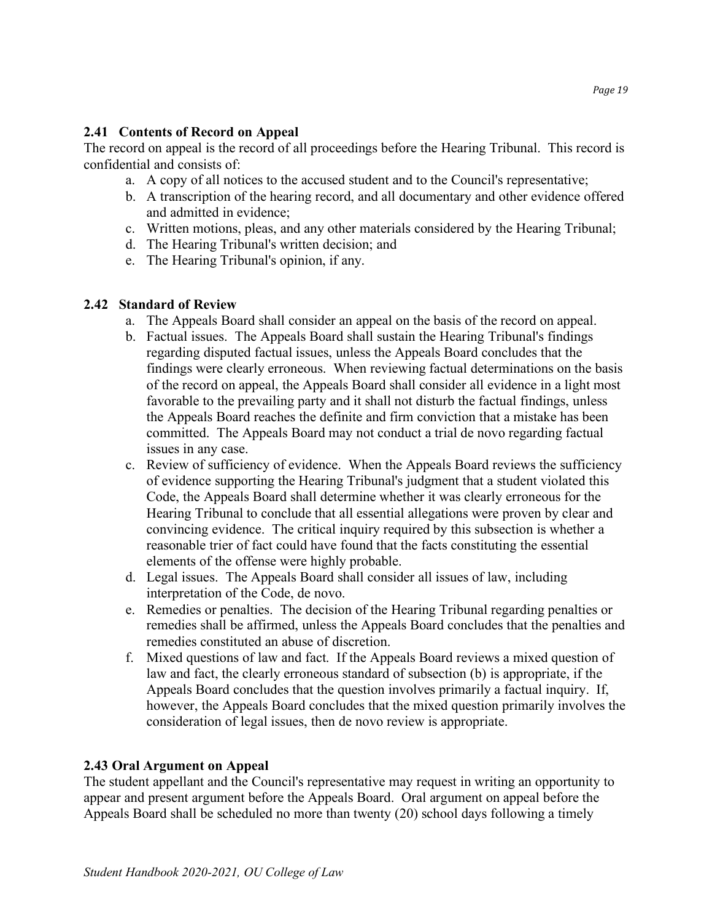### 2.41 Contents of Record on Appeal

The record on appeal is the record of all proceedings before the Hearing Tribunal. This record is confidential and consists of:

a. A copy of all notices to the accused student and to the Council's representative;
b. A transcription of the hearing record, and all documentary and other evidence offered and admitted in evidence;
c. Written motions, pleas, and any other materials considered by the Hearing Tribunal;
d. The Hearing Tribunal's written decision; and
e. The Hearing Tribunal's opinion, if any.

### 2.42 Standard of Review

a. The Appeals Board shall consider an appeal on the basis of the record on appeal.
b. Factual issues. The Appeals Board shall sustain the Hearing Tribunal's findings regarding disputed factual issues, unless the Appeals Board concludes that the findings were clearly erroneous. When reviewing factual determinations on the basis of the record on appeal, the Appeals Board shall consider all evidence in a light most favorable to the prevailing party and it shall not disturb the factual findings, unless the Appeals Board reaches the definite and firm conviction that a mistake has been committed. The Appeals Board may not conduct a trial de novo regarding factual issues in any case.
c. Review of sufficiency of evidence. When the Appeals Board reviews the sufficiency of evidence supporting the Hearing Tribunal's judgment that a student violated this Code, the Appeals Board shall determine whether it was clearly erroneous for the Hearing Tribunal to conclude that all essential allegations were proven by clear and convincing evidence. The critical inquiry required by this subsection is whether a reasonable trier of fact could have found that the facts constituting the essential elements of the offense were highly probable.
d. Legal issues. The Appeals Board shall consider all issues of law, including interpretation of the Code, de novo.
e. Remedies or penalties. The decision of the Hearing Tribunal regarding penalties or remedies shall be affirmed, unless the Appeals Board concludes that the penalties and remedies constituted an abuse of discretion.
f. Mixed questions of law and fact. If the Appeals Board reviews a mixed question of law and fact, the clearly erroneous standard of subsection (b) is appropriate, if the Appeals Board concludes that the question involves primarily a factual inquiry. If, however, the Appeals Board concludes that the mixed question primarily involves the consideration of legal issues, then de novo review is appropriate.

### 2.43 Oral Argument on Appeal

The student appellant and the Council's representative may request in writing an opportunity to appear and present argument before the Appeals Board. Oral argument on appeal before the Appeals Board shall be scheduled no more than twenty (20) school days following a timely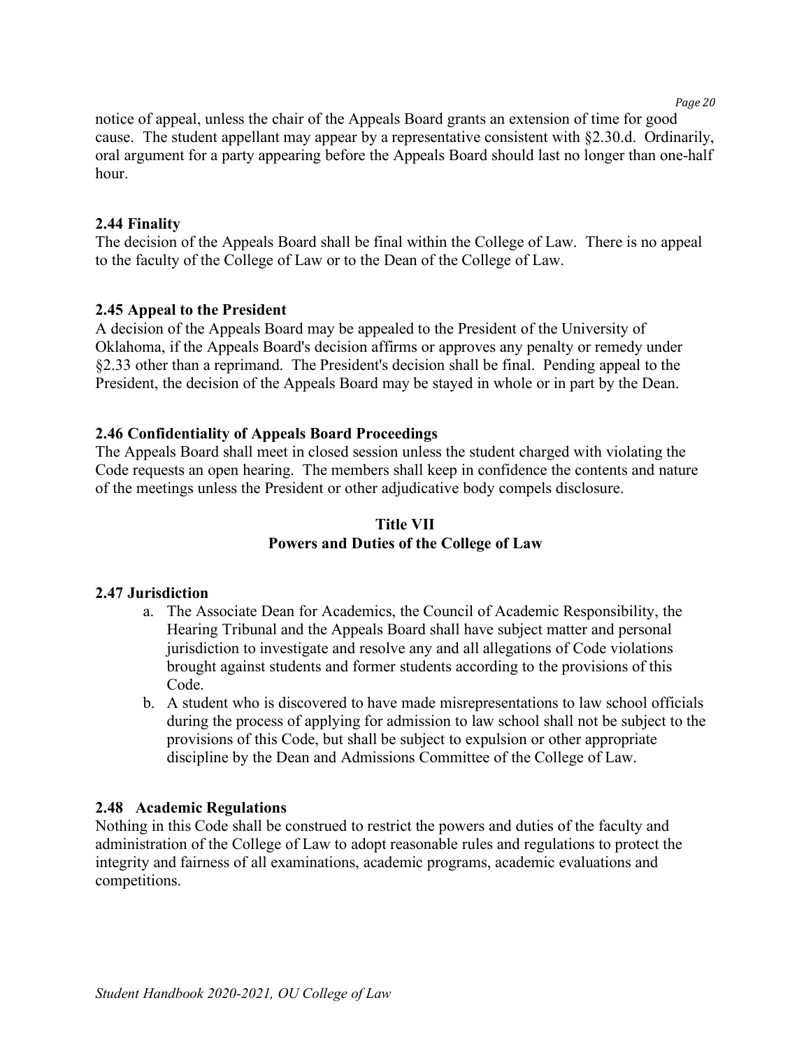notice of appeal, unless the chair of the Appeals Board grants an extension of time for good cause. The student appellant may appear by a representative consistent with §2.30.d. Ordinarily, oral argument for a party appearing before the Appeals Board should last no longer than one-half hour.

**2.44 Finality**

The decision of the Appeals Board shall be final within the College of Law. There is no appeal to the faculty of the College of Law or to the Dean of the College of Law.

**2.45 Appeal to the President**

A decision of the Appeals Board may be appealed to the President of the University of Oklahoma, if the Appeals Board's decision affirms or approves any penalty or remedy under §2.33 other than a reprimand. The President's decision shall be final. Pending appeal to the President, the decision of the Appeals Board may be stayed in whole or in part by the Dean.

**2.46 Confidentiality of Appeals Board Proceedings**

The Appeals Board shall meet in closed session unless the student charged with violating the Code requests an open hearing. The members shall keep in confidence the contents and nature of the meetings unless the President or other adjudicative body compels disclosure.

## Title VII
## Powers and Duties of the College of Law

**2.47 Jurisdiction**

a. The Associate Dean for Academics, the Council of Academic Responsibility, the Hearing Tribunal and the Appeals Board shall have subject matter and personal jurisdiction to investigate and resolve any and all allegations of Code violations brought against students and former students according to the provisions of this Code.

b. A student who is discovered to have made misrepresentations to law school officials during the process of applying for admission to law school shall not be subject to the provisions of this Code, but shall be subject to expulsion or other appropriate discipline by the Dean and Admissions Committee of the College of Law.

**2.48 Academic Regulations**

Nothing in this Code shall be construed to restrict the powers and duties of the faculty and administration of the College of Law to adopt reasonable rules and regulations to protect the integrity and fairness of all examinations, academic programs, academic evaluations and competitions.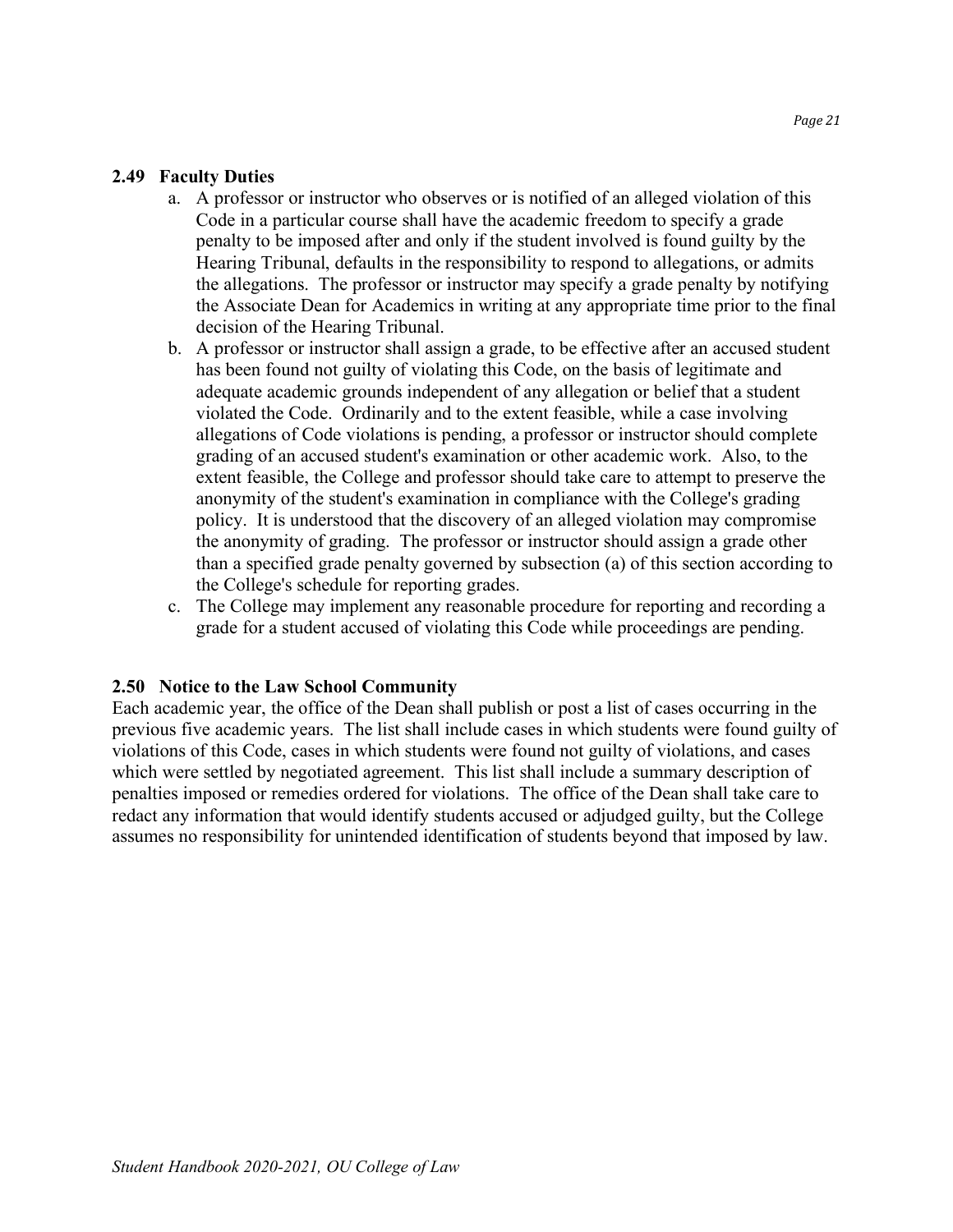### 2.49 Faculty Duties

a. A professor or instructor who observes or is notified of an alleged violation of this Code in a particular course shall have the academic freedom to specify a grade penalty to be imposed after and only if the student involved is found guilty by the Hearing Tribunal, defaults in the responsibility to respond to allegations, or admits the allegations. The professor or instructor may specify a grade penalty by notifying the Associate Dean for Academics in writing at any appropriate time prior to the final decision of the Hearing Tribunal.

b. A professor or instructor shall assign a grade, to be effective after an accused student has been found not guilty of violating this Code, on the basis of legitimate and adequate academic grounds independent of any allegation or belief that a student violated the Code. Ordinarily and to the extent feasible, while a case involving allegations of Code violations is pending, a professor or instructor should complete grading of an accused student's examination or other academic work. Also, to the extent feasible, the College and professor should take care to attempt to preserve the anonymity of the student's examination in compliance with the College's grading policy. It is understood that the discovery of an alleged violation may compromise the anonymity of grading. The professor or instructor should assign a grade other than a specified grade penalty governed by subsection (a) of this section according to the College's schedule for reporting grades.

c. The College may implement any reasonable procedure for reporting and recording a grade for a student accused of violating this Code while proceedings are pending.

### 2.50 Notice to the Law School Community

Each academic year, the office of the Dean shall publish or post a list of cases occurring in the previous five academic years. The list shall include cases in which students were found guilty of violations of this Code, cases in which students were found not guilty of violations, and cases which were settled by negotiated agreement. This list shall include a summary description of penalties imposed or remedies ordered for violations. The office of the Dean shall take care to redact any information that would identify students accused or adjudged guilty, but the College assumes no responsibility for unintended identification of students beyond that imposed by law.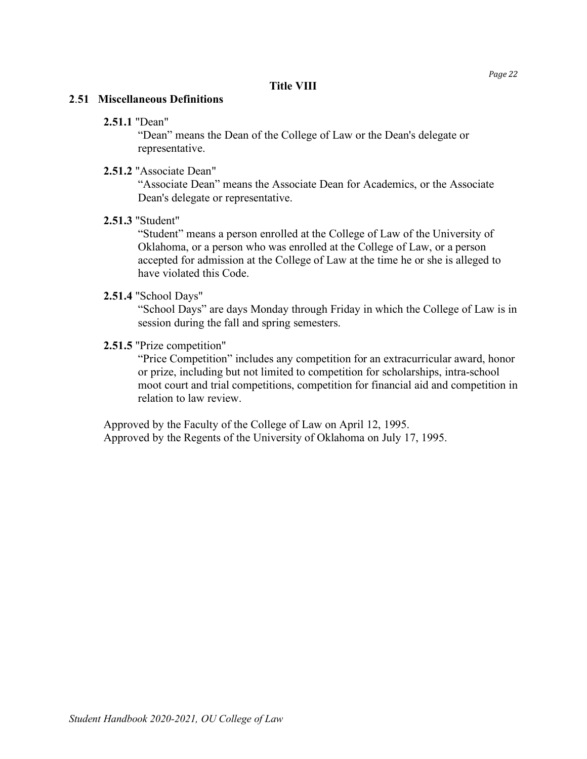## Title VIII

### 2.51 Miscellaneous Definitions

**2.51.1** "Dean"

"Dean" means the Dean of the College of Law or the Dean's delegate or representative.

**2.51.2** "Associate Dean"

"Associate Dean" means the Associate Dean for Academics, or the Associate Dean's delegate or representative.

**2.51.3** "Student"

"Student" means a person enrolled at the College of Law of the University of Oklahoma, or a person who was enrolled at the College of Law, or a person accepted for admission at the College of Law at the time he or she is alleged to have violated this Code.

**2.51.4** "School Days"

"School Days" are days Monday through Friday in which the College of Law is in session during the fall and spring semesters.

**2.51.5** "Prize competition"

"Price Competition" includes any competition for an extracurricular award, honor or prize, including but not limited to competition for scholarships, intra-school moot court and trial competitions, competition for financial aid and competition in relation to law review.

Approved by the Faculty of the College of Law on April 12, 1995.
Approved by the Regents of the University of Oklahoma on July 17, 1995.